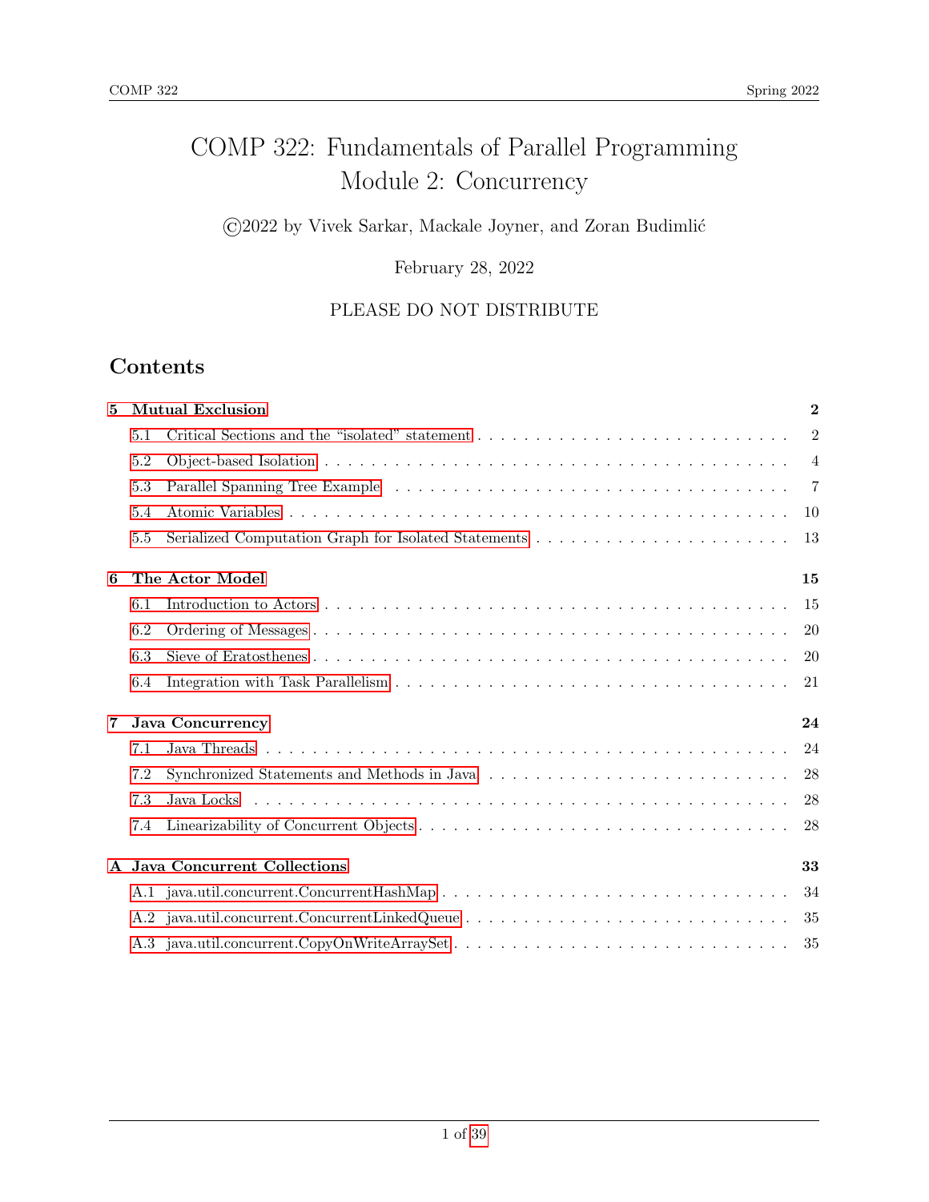# COMP 322: Fundamentals of Parallel Programming
# Module 2: Concurrency

©2022 by Vivek Sarkar, Mackale Joyner, and Zoran Budimlić

February 28, 2022

PLEASE DO NOT DISTRIBUTE

## Contents

**5 Mutual Exclusion** **2**
- 5.1 Critical Sections and the "isolated" statement . . . 2
- 5.2 Object-based Isolation . . . 4
- 5.3 Parallel Spanning Tree Example . . . 7
- 5.4 Atomic Variables . . . 10
- 5.5 Serialized Computation Graph for Isolated Statements . . . 13

**6 The Actor Model** **15**
- 6.1 Introduction to Actors . . . 15
- 6.2 Ordering of Messages . . . 20
- 6.3 Sieve of Eratosthenes . . . 20
- 6.4 Integration with Task Parallelism . . . 21

**7 Java Concurrency** **24**
- 7.1 Java Threads . . . 24
- 7.2 Synchronized Statements and Methods in Java . . . 28
- 7.3 Java Locks . . . 28
- 7.4 Linearizability of Concurrent Objects . . . 28

**A Java Concurrent Collections** **33**
- A.1 java.util.concurrent.ConcurrentHashMap . . . 34
- A.2 java.util.concurrent.ConcurrentLinkedQueue . . . 35
- A.3 java.util.concurrent.CopyOnWriteArraySet . . . 35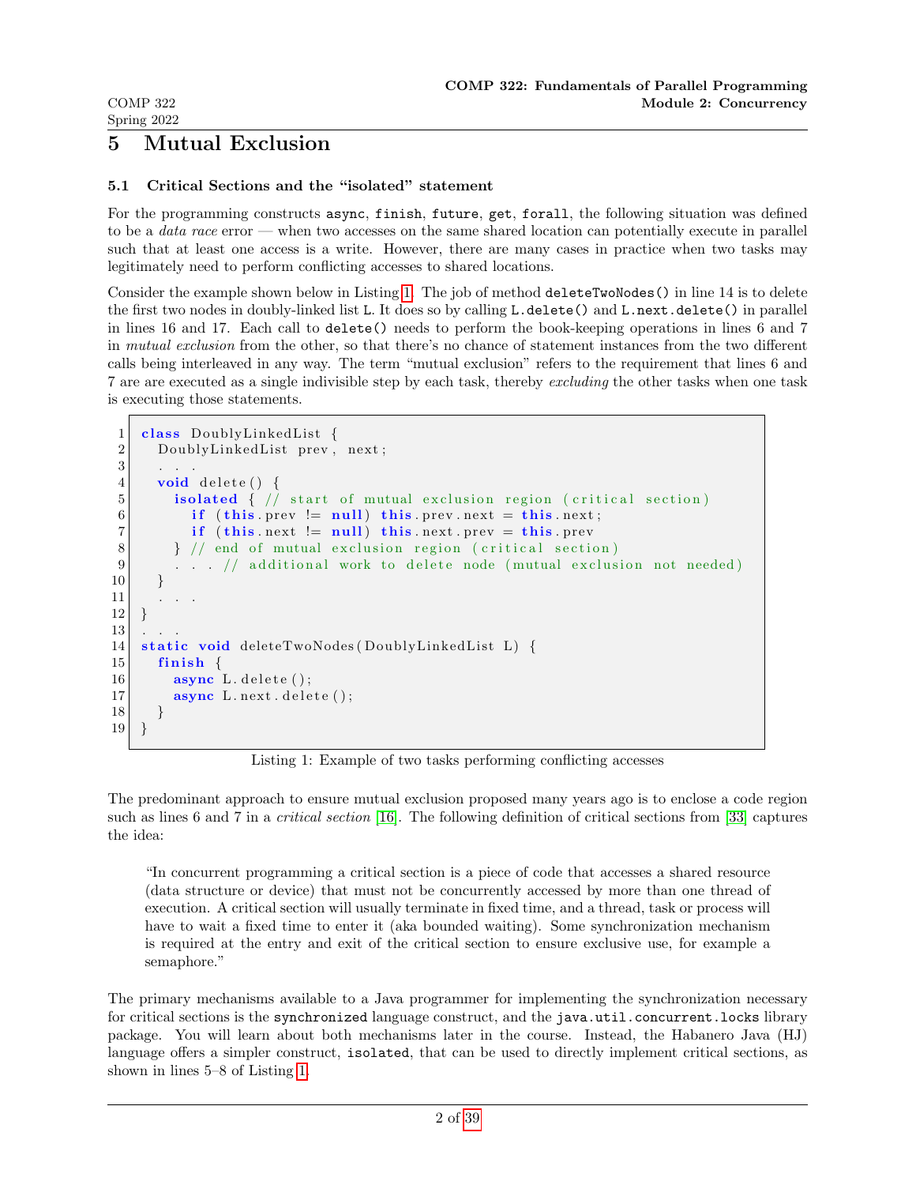# 5 Mutual Exclusion

### 5.1 Critical Sections and the "isolated" statement

For the programming constructs `async`, `finish`, `future`, `get`, `forall`, the following situation was defined to be a *data race* error — when two accesses on the same shared location can potentially execute in parallel such that at least one access is a write. However, there are many cases in practice when two tasks may legitimately need to perform conflicting accesses to shared locations.

Consider the example shown below in Listing 1. The job of method `deleteTwoNodes()` in line 14 is to delete the first two nodes in doubly-linked list L. It does so by calling `L.delete()` and `L.next.delete()` in parallel in lines 16 and 17. Each call to `delete()` needs to perform the book-keeping operations in lines 6 and 7 in *mutual exclusion* from the other, so that there's no chance of statement instances from the two different calls being interleaved in any way. The term "mutual exclusion" refers to the requirement that lines 6 and 7 are are executed as a single indivisible step by each task, thereby *excluding* the other tasks when one task is executing those statements.

```
1  class DoublyLinkedList {
2    DoublyLinkedList prev, next;
3    . . .
4    void delete() {
5      isolated { // start of mutual exclusion region (critical section)
6        if (this.prev != null) this.prev.next = this.next;
7        if (this.next != null) this.next.prev = this.prev
8      } // end of mutual exclusion region (critical section)
9      . . . // additional work to delete node (mutual exclusion not needed)
10   }
11   . . .
12 }
13 . . .
14 static void deleteTwoNodes(DoublyLinkedList L) {
15   finish {
16     async L.delete();
17     async L.next.delete();
18   }
19 }
```

Listing 1: Example of two tasks performing conflicting accesses

The predominant approach to ensure mutual exclusion proposed many years ago is to enclose a code region such as lines 6 and 7 in a *critical section* [16]. The following definition of critical sections from [33] captures the idea:

> "In concurrent programming a critical section is a piece of code that accesses a shared resource (data structure or device) that must not be concurrently accessed by more than one thread of execution. A critical section will usually terminate in fixed time, and a thread, task or process will have to wait a fixed time to enter it (aka bounded waiting). Some synchronization mechanism is required at the entry and exit of the critical section to ensure exclusive use, for example a semaphore."

The primary mechanisms available to a Java programmer for implementing the synchronization necessary for critical sections is the `synchronized` language construct, and the `java.util.concurrent.locks` library package. You will learn about both mechanisms later in the course. Instead, the Habanero Java (HJ) language offers a simpler construct, `isolated`, that can be used to directly implement critical sections, as shown in lines 5–8 of Listing 1.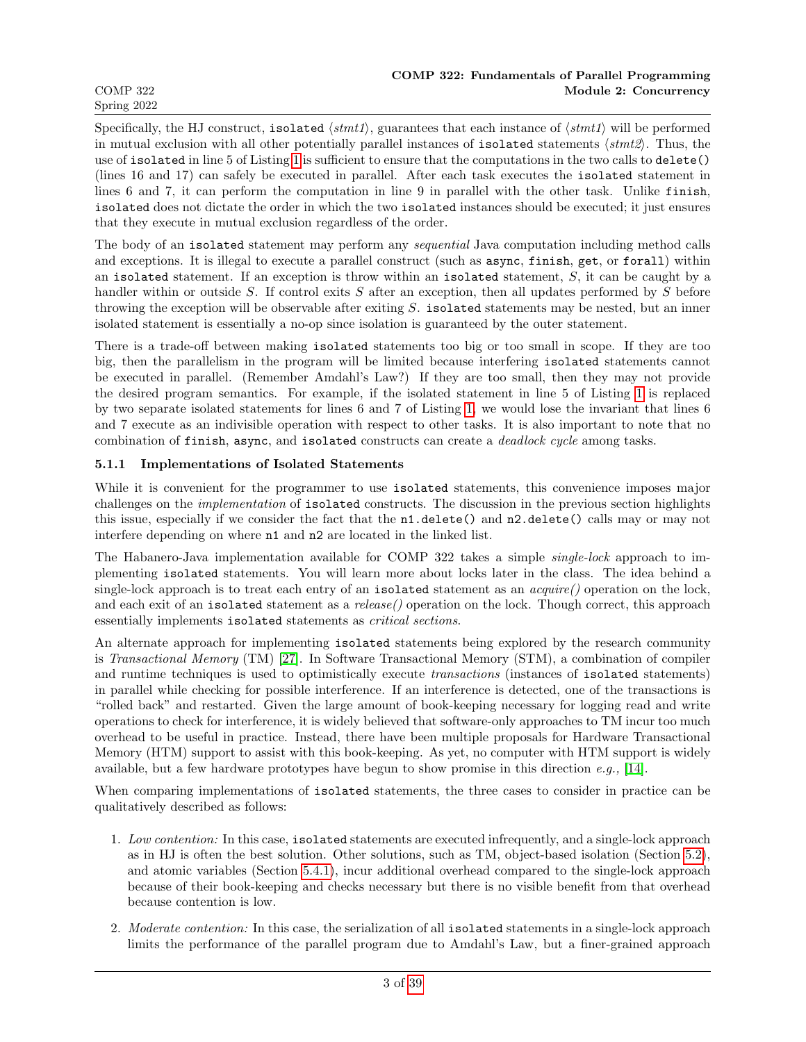Specifically, the HJ construct, `isolated` ⟨*stmt1*⟩, guarantees that each instance of ⟨*stmt1*⟩ will be performed in mutual exclusion with all other potentially parallel instances of `isolated` statements ⟨*stmt2*⟩. Thus, the use of `isolated` in line 5 of Listing 1 is sufficient to ensure that the computations in the two calls to `delete()` (lines 16 and 17) can safely be executed in parallel. After each task executes the `isolated` statement in lines 6 and 7, it can perform the computation in line 9 in parallel with the other task. Unlike `finish`, `isolated` does not dictate the order in which the two `isolated` instances should be executed; it just ensures that they execute in mutual exclusion regardless of the order.

The body of an `isolated` statement may perform any *sequential* Java computation including method calls and exceptions. It is illegal to execute a parallel construct (such as `async`, `finish`, `get`, or `forall`) within an `isolated` statement. If an exception is throw within an `isolated` statement, $S$, it can be caught by a handler within or outside $S$. If control exits $S$ after an exception, then all updates performed by $S$ before throwing the exception will be observable after exiting $S$. `isolated` statements may be nested, but an inner isolated statement is essentially a no-op since isolation is guaranteed by the outer statement.

There is a trade-off between making `isolated` statements too big or too small in scope. If they are too big, then the parallelism in the program will be limited because interfering `isolated` statements cannot be executed in parallel. (Remember Amdahl's Law?) If they are too small, then they may not provide the desired program semantics. For example, if the isolated statement in line 5 of Listing 1 is replaced by two separate isolated statements for lines 6 and 7 of Listing 1, we would lose the invariant that lines 6 and 7 execute as an indivisible operation with respect to other tasks. It is also important to note that no combination of `finish`, `async`, and `isolated` constructs can create a *deadlock cycle* among tasks.

### 5.1.1 Implementations of Isolated Statements

While it is convenient for the programmer to use `isolated` statements, this convenience imposes major challenges on the *implementation* of `isolated` constructs. The discussion in the previous section highlights this issue, especially if we consider the fact that the `n1.delete()` and `n2.delete()` calls may or may not interfere depending on where `n1` and `n2` are located in the linked list.

The Habanero-Java implementation available for COMP 322 takes a simple *single-lock* approach to implementing `isolated` statements. You will learn more about locks later in the class. The idea behind a single-lock approach is to treat each entry of an `isolated` statement as an *acquire()* operation on the lock, and each exit of an `isolated` statement as a *release()* operation on the lock. Though correct, this approach essentially implements `isolated` statements as *critical sections*.

An alternate approach for implementing `isolated` statements being explored by the research community is *Transactional Memory* (TM) [27]. In Software Transactional Memory (STM), a combination of compiler and runtime techniques is used to optimistically execute *transactions* (instances of `isolated` statements) in parallel while checking for possible interference. If an interference is detected, one of the transactions is "rolled back" and restarted. Given the large amount of book-keeping necessary for logging read and write operations to check for interference, it is widely believed that software-only approaches to TM incur too much overhead to be useful in practice. Instead, there have been multiple proposals for Hardware Transactional Memory (HTM) support to assist with this book-keeping. As yet, no computer with HTM support is widely available, but a few hardware prototypes have begun to show promise in this direction *e.g.,* [14].

When comparing implementations of `isolated` statements, the three cases to consider in practice can be qualitatively described as follows:

1. *Low contention:* In this case, `isolated` statements are executed infrequently, and a single-lock approach as in HJ is often the best solution. Other solutions, such as TM, object-based isolation (Section 5.2), and atomic variables (Section 5.4.1), incur additional overhead compared to the single-lock approach because of their book-keeping and checks necessary but there is no visible benefit from that overhead because contention is low.

2. *Moderate contention:* In this case, the serialization of all `isolated` statements in a single-lock approach limits the performance of the parallel program due to Amdahl's Law, but a finer-grained approach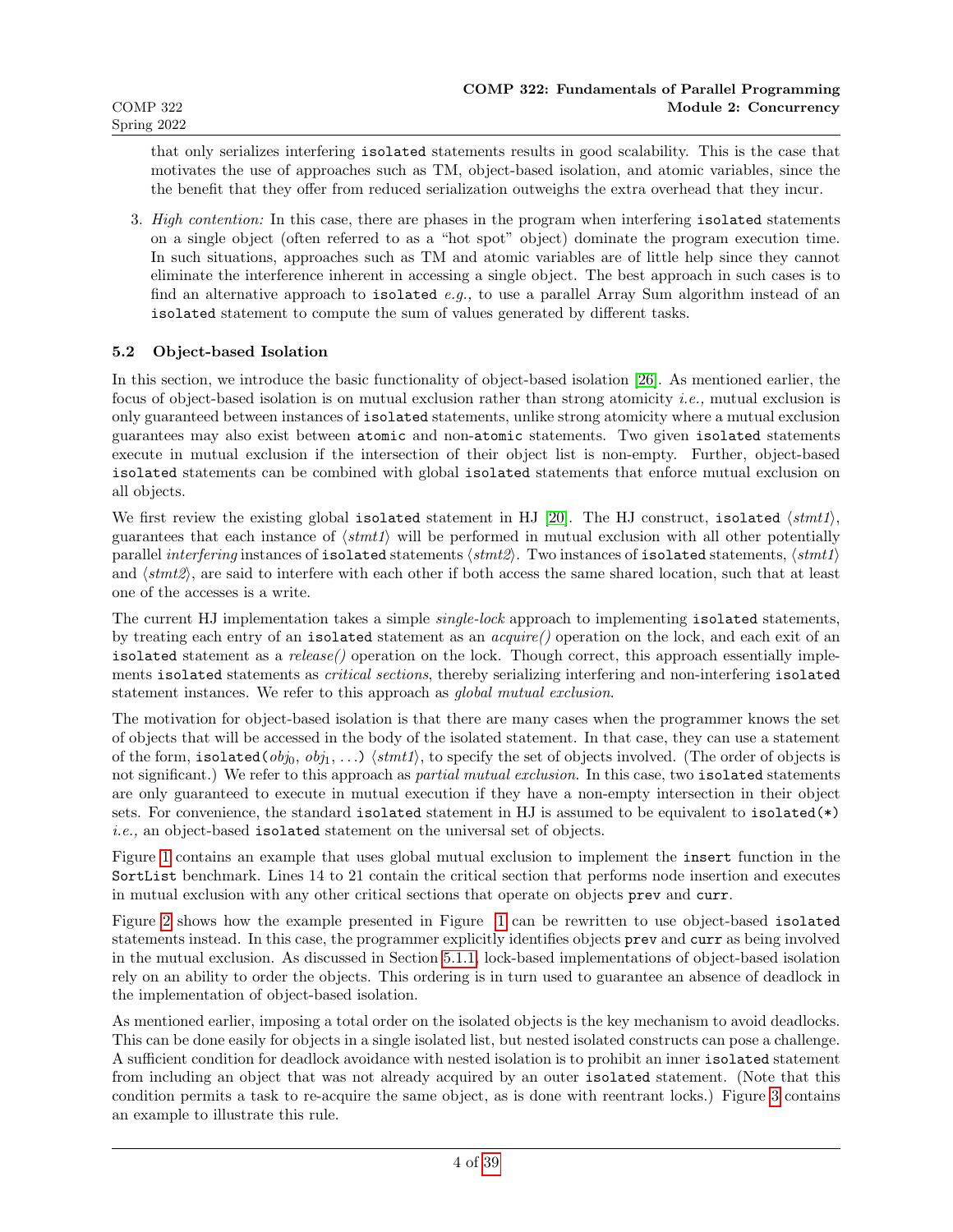that only serializes interfering `isolated` statements results in good scalability. This is the case that motivates the use of approaches such as TM, object-based isolation, and atomic variables, since the the benefit that they offer from reduced serialization outweighs the extra overhead that they incur.

3. *High contention:* In this case, there are phases in the program when interfering `isolated` statements on a single object (often referred to as a "hot spot" object) dominate the program execution time. In such situations, approaches such as TM and atomic variables are of little help since they cannot eliminate the interference inherent in accessing a single object. The best approach in such cases is to find an alternative approach to `isolated` *e.g.,* to use a parallel Array Sum algorithm instead of an `isolated` statement to compute the sum of values generated by different tasks.

### 5.2 Object-based Isolation

In this section, we introduce the basic functionality of object-based isolation [26]. As mentioned earlier, the focus of object-based isolation is on mutual exclusion rather than strong atomicity *i.e.,* mutual exclusion is only guaranteed between instances of `isolated` statements, unlike strong atomicity where a mutual exclusion guarantees may also exist between `atomic` and non-`atomic` statements. Two given `isolated` statements execute in mutual exclusion if the intersection of their object list is non-empty. Further, object-based `isolated` statements can be combined with global `isolated` statements that enforce mutual exclusion on all objects.

We first review the existing global `isolated` statement in HJ [20]. The HJ construct, `isolated` ⟨*stmt1*⟩, guarantees that each instance of ⟨*stmt1*⟩ will be performed in mutual exclusion with all other potentially parallel *interfering* instances of `isolated` statements ⟨*stmt2*⟩. Two instances of `isolated` statements, ⟨*stmt1*⟩ and ⟨*stmt2*⟩, are said to interfere with each other if both access the same shared location, such that at least one of the accesses is a write.

The current HJ implementation takes a simple *single-lock* approach to implementing `isolated` statements, by treating each entry of an `isolated` statement as an *acquire()* operation on the lock, and each exit of an `isolated` statement as a *release()* operation on the lock. Though correct, this approach essentially implements `isolated` statements as *critical sections*, thereby serializing interfering and non-interfering `isolated` statement instances. We refer to this approach as *global mutual exclusion*.

The motivation for object-based isolation is that there are many cases when the programmer knows the set of objects that will be accessed in the body of the isolated statement. In that case, they can use a statement of the form, `isolated(`$obj_0$, $obj_1$, ...`)` ⟨*stmt1*⟩, to specify the set of objects involved. (The order of objects is not significant.) We refer to this approach as *partial mutual exclusion*. In this case, two `isolated` statements are only guaranteed to execute in mutual execution if they have a non-empty intersection in their object sets. For convenience, the standard `isolated` statement in HJ is assumed to be equivalent to `isolated(*)` *i.e.,* an object-based `isolated` statement on the universal set of objects.

Figure 1 contains an example that uses global mutual exclusion to implement the `insert` function in the `SortList` benchmark. Lines 14 to 21 contain the critical section that performs node insertion and executes in mutual exclusion with any other critical sections that operate on objects `prev` and `curr`.

Figure 2 shows how the example presented in Figure 1 can be rewritten to use object-based `isolated` statements instead. In this case, the programmer explicitly identifies objects `prev` and `curr` as being involved in the mutual exclusion. As discussed in Section 5.1.1, lock-based implementations of object-based isolation rely on an ability to order the objects. This ordering is in turn used to guarantee an absence of deadlock in the implementation of object-based isolation.

As mentioned earlier, imposing a total order on the isolated objects is the key mechanism to avoid deadlocks. This can be done easily for objects in a single isolated list, but nested isolated constructs can pose a challenge. A sufficient condition for deadlock avoidance with nested isolation is to prohibit an inner `isolated` statement from including an object that was not already acquired by an outer `isolated` statement. (Note that this condition permits a task to re-acquire the same object, as is done with reentrant locks.) Figure 3 contains an example to illustrate this rule.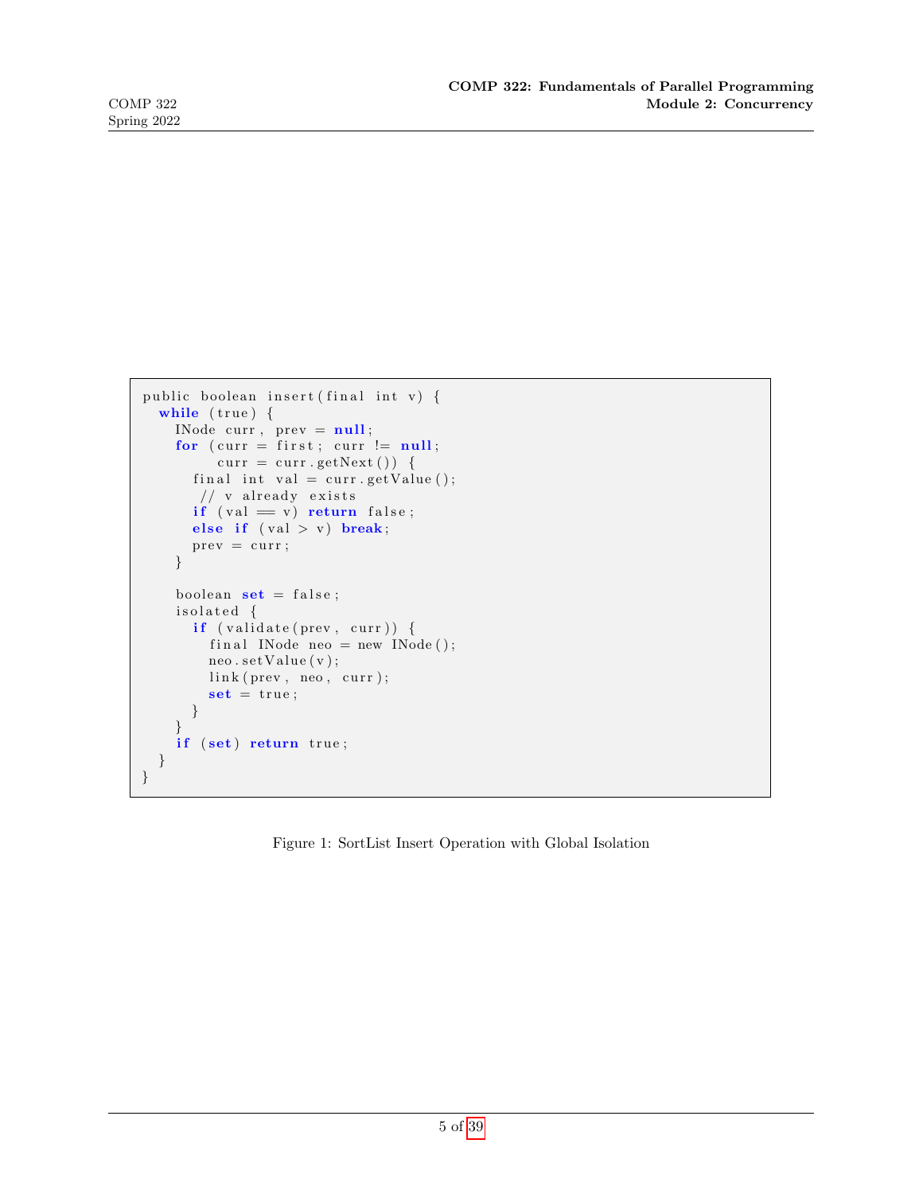```java
public boolean insert(final int v) {
  while (true) {
    INode curr, prev = null;
    for (curr = first; curr != null;
         curr = curr.getNext()) {
      final int val = curr.getValue();
       // v already exists
      if (val == v) return false;
      else if (val > v) break;
      prev = curr;
    }

    boolean set = false;
    isolated {
      if (validate(prev, curr)) {
        final INode neo = new INode();
        neo.setValue(v);
        link(prev, neo, curr);
        set = true;
      }
    }
    if (set) return true;
  }
}
```

Figure 1: SortList Insert Operation with Global Isolation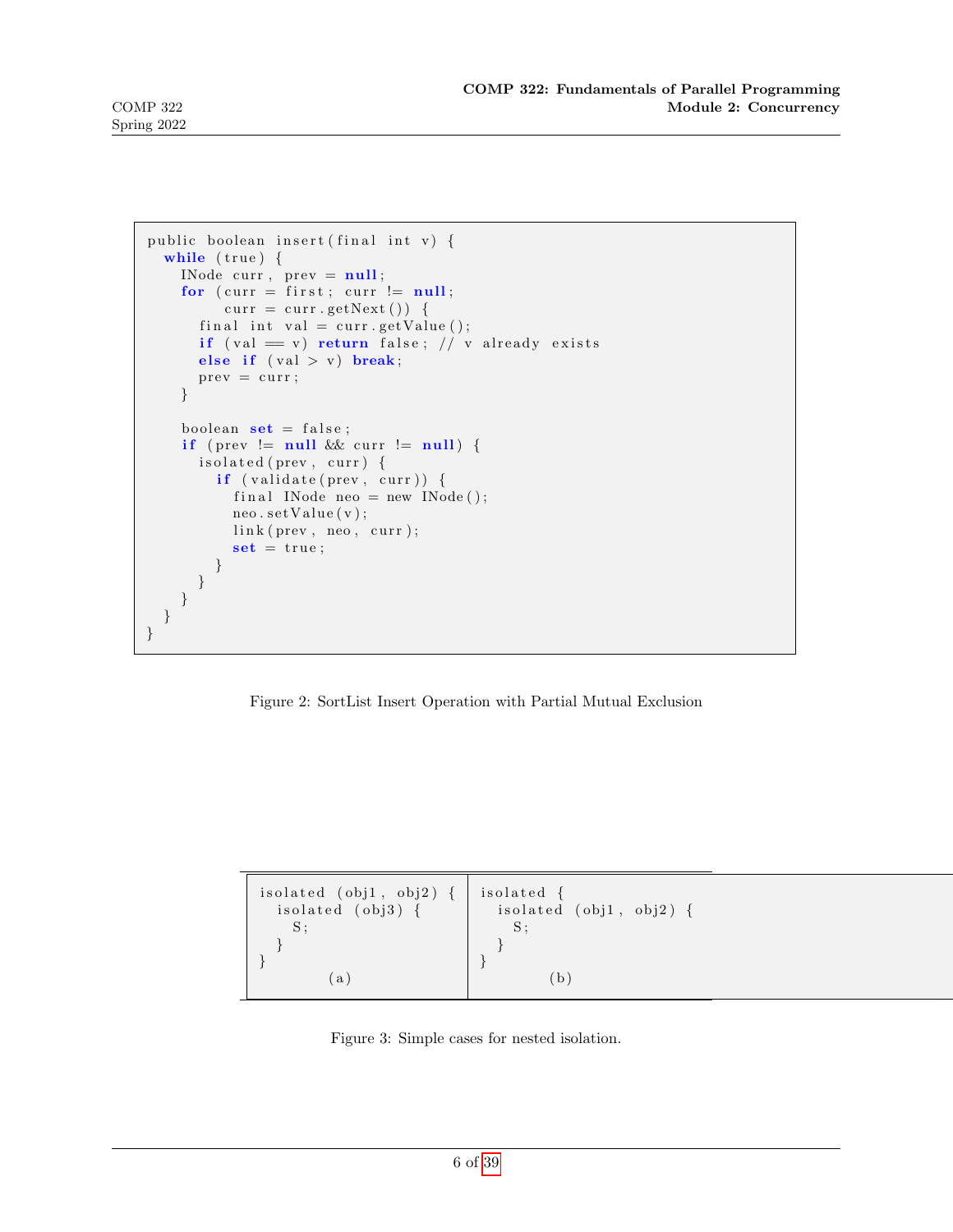```java
public boolean insert(final int v) {
  while (true) {
    INode curr, prev = null;
    for (curr = first; curr != null;
         curr = curr.getNext()) {
      final int val = curr.getValue();
      if (val == v) return false; // v already exists
      else if (val > v) break;
      prev = curr;
    }

    boolean set = false;
    if (prev != null && curr != null) {
      isolated(prev, curr) {
        if (validate(prev, curr)) {
          final INode neo = new INode();
          neo.setValue(v);
          link(prev, neo, curr);
          set = true;
        }
      }
    }
  }
}
```

Figure 2: SortList Insert Operation with Partial Mutual Exclusion

(a)
```java
isolated (obj1, obj2) {
  isolated (obj3) {
    S;
  }
}
```

(b)
```java
isolated {
  isolated (obj1, obj2) {
    S;
  }
}
```

Figure 3: Simple cases for nested isolation.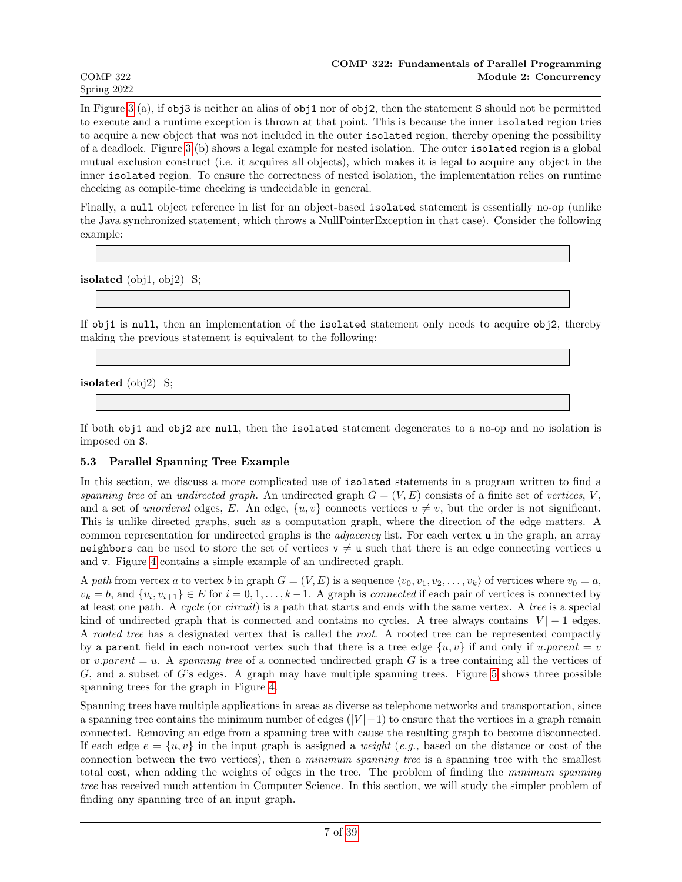In Figure 3 (a), if `obj3` is neither an alias of `obj1` nor of `obj2`, then the statement `S` should not be permitted to execute and a runtime exception is thrown at that point. This is because the inner `isolated` region tries to acquire a new object that was not included in the outer `isolated` region, thereby opening the possibility of a deadlock. Figure 3 (b) shows a legal example for nested isolation. The outer `isolated` region is a global mutual exclusion construct (i.e. it acquires all objects), which makes it is legal to acquire any object in the inner `isolated` region. To ensure the correctness of nested isolation, the implementation relies on runtime checking as compile-time checking is undecidable in general.

Finally, a `null` object reference in list for an object-based `isolated` statement is essentially no-op (unlike the Java synchronized statement, which throws a NullPointerException in that case). Consider the following example:

```
isolated (obj1, obj2) S;
```

If `obj1` is `null`, then an implementation of the `isolated` statement only needs to acquire `obj2`, thereby making the previous statement is equivalent to the following:

```
isolated (obj2) S;
```

If both `obj1` and `obj2` are `null`, then the `isolated` statement degenerates to a no-op and no isolation is imposed on `S`.

### 5.3 Parallel Spanning Tree Example

In this section, we discuss a more complicated use of `isolated` statements in a program written to find a *spanning tree* of an *undirected graph*. An undirected graph $G = (V, E)$ consists of a finite set of *vertices*, $V$, and a set of *unordered* edges, $E$. An edge, $\{u, v\}$ connects vertices $u \neq v$, but the order is not significant. This is unlike directed graphs, such as a computation graph, where the direction of the edge matters. A common representation for undirected graphs is the *adjacency* list. For each vertex `u` in the graph, an array `neighbors` can be used to store the set of vertices `v` $\neq$ `u` such that there is an edge connecting vertices `u` and `v`. Figure 4 contains a simple example of an undirected graph.

A *path* from vertex $a$ to vertex $b$ in graph $G = (V, E)$ is a sequence $\langle v_0, v_1, v_2, \ldots, v_k \rangle$ of vertices where $v_0 = a$, $v_k = b$, and $\{v_i, v_{i+1}\} \in E$ for $i = 0, 1, \ldots, k-1$. A graph is *connected* if each pair of vertices is connected by at least one path. A *cycle* (or *circuit*) is a path that starts and ends with the same vertex. A *tree* is a special kind of undirected graph that is connected and contains no cycles. A tree always contains $|V| - 1$ edges. A *rooted tree* has a designated vertex that is called the *root*. A rooted tree can be represented compactly by a `parent` field in each non-root vertex such that there is a tree edge $\{u, v\}$ if and only if $u.parent = v$ or $v.parent = u$. A *spanning tree* of a connected undirected graph $G$ is a tree containing all the vertices of $G$, and a subset of $G$'s edges. A graph may have multiple spanning trees. Figure 5 shows three possible spanning trees for the graph in Figure 4.

Spanning trees have multiple applications in areas as diverse as telephone networks and transportation, since a spanning tree contains the minimum number of edges ($|V| - 1$) to ensure that the vertices in a graph remain connected. Removing an edge from a spanning tree with cause the resulting graph to become disconnected. If each edge $e = \{u, v\}$ in the input graph is assigned a *weight* (*e.g.,* based on the distance or cost of the connection between the two vertices), then a *minimum spanning tree* is a spanning tree with the smallest total cost, when adding the weights of edges in the tree. The problem of finding the *minimum spanning tree* has received much attention in Computer Science. In this section, we will study the simpler problem of finding any spanning tree of an input graph.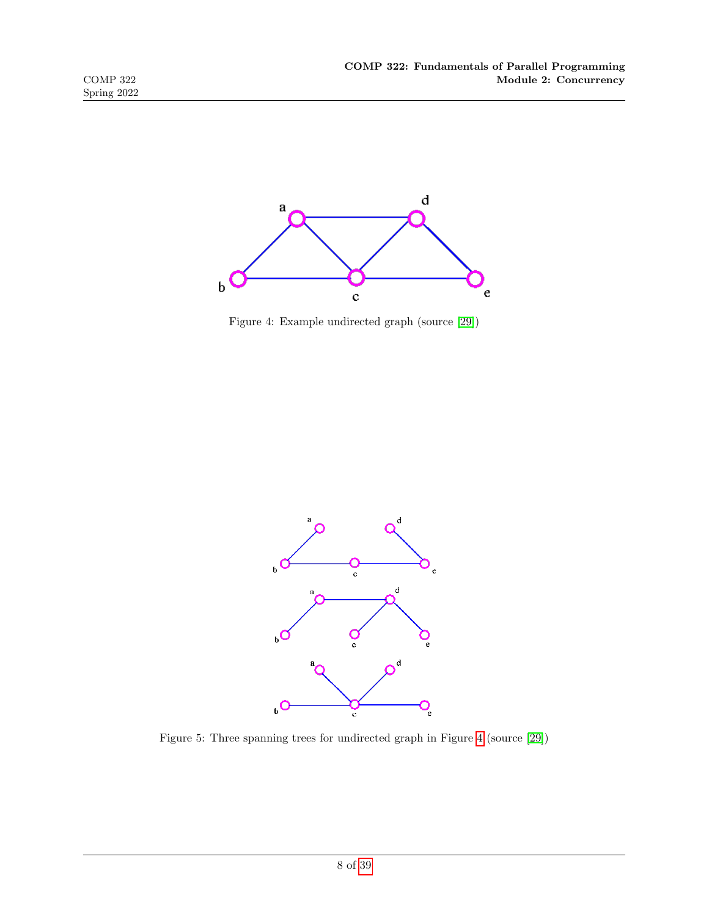a
d
b
c
e

Figure 4: Example undirected graph (source [29])

a
d
b
c
e

a
d
b
c
e

a
d
b
c
e

Figure 5: Three spanning trees for undirected graph in Figure 4 (source [29])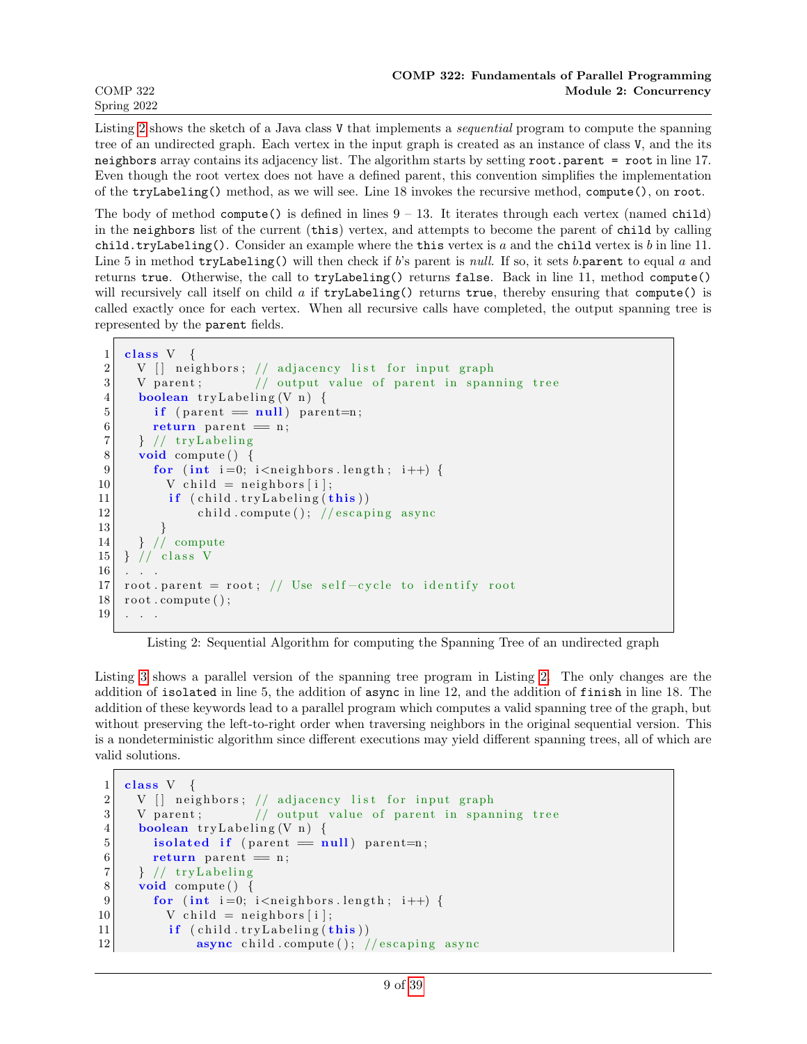Listing 2 shows the sketch of a Java class `V` that implements a *sequential* program to compute the spanning tree of an undirected graph. Each vertex in the input graph is created as an instance of class `V`, and the its `neighbors` array contains its adjacency list. The algorithm starts by setting `root.parent = root` in line 17. Even though the root vertex does not have a defined parent, this convention simplifies the implementation of the `tryLabeling()` method, as we will see. Line 18 invokes the recursive method, `compute()`, on `root`.

The body of method `compute()` is defined in lines 9 – 13. It iterates through each vertex (named `child`) in the `neighbors` list of the current (`this`) vertex, and attempts to become the parent of `child` by calling `child.tryLabeling()`. Consider an example where the `this` vertex is $a$ and the `child` vertex is $b$ in line 11. Line 5 in method `tryLabeling()` will then check if $b$'s parent is *null*. If so, it sets $b$.`parent` to equal $a$ and returns `true`. Otherwise, the call to `tryLabeling()` returns `false`. Back in line 11, method `compute()` will recursively call itself on child $a$ if `tryLabeling()` returns `true`, thereby ensuring that `compute()` is called exactly once for each vertex. When all recursive calls have completed, the output spanning tree is represented by the `parent` fields.

```
 1  class V {
 2    V [] neighbors; // adjacency list for input graph
 3    V parent;       // output value of parent in spanning tree
 4    boolean tryLabeling(V n) {
 5      if (parent == null) parent=n;
 6      return parent == n;
 7    } // tryLabeling
 8    void compute() {
 9      for (int i=0; i<neighbors.length; i++) {
10        V child = neighbors[i];
11        if (child.tryLabeling(this))
12            child.compute(); //escaping async
13      }
14    } // compute
15  } // class V
16  . . .
17  root.parent = root; // Use self-cycle to identify root
18  root.compute();
19  . . .
```

Listing 2: Sequential Algorithm for computing the Spanning Tree of an undirected graph

Listing 3 shows a parallel version of the spanning tree program in Listing 2. The only changes are the addition of `isolated` in line 5, the addition of `async` in line 12, and the addition of `finish` in line 18. The addition of these keywords lead to a parallel program which computes a valid spanning tree of the graph, but without preserving the left-to-right order when traversing neighbors in the original sequential version. This is a nondeterministic algorithm since different executions may yield different spanning trees, all of which are valid solutions.

```
 1  class V {
 2    V [] neighbors; // adjacency list for input graph
 3    V parent;       // output value of parent in spanning tree
 4    boolean tryLabeling(V n) {
 5      isolated if (parent == null) parent=n;
 6      return parent == n;
 7    } // tryLabeling
 8    void compute() {
 9      for (int i=0; i<neighbors.length; i++) {
10        V child = neighbors[i];
11        if (child.tryLabeling(this))
12            async child.compute(); //escaping async
```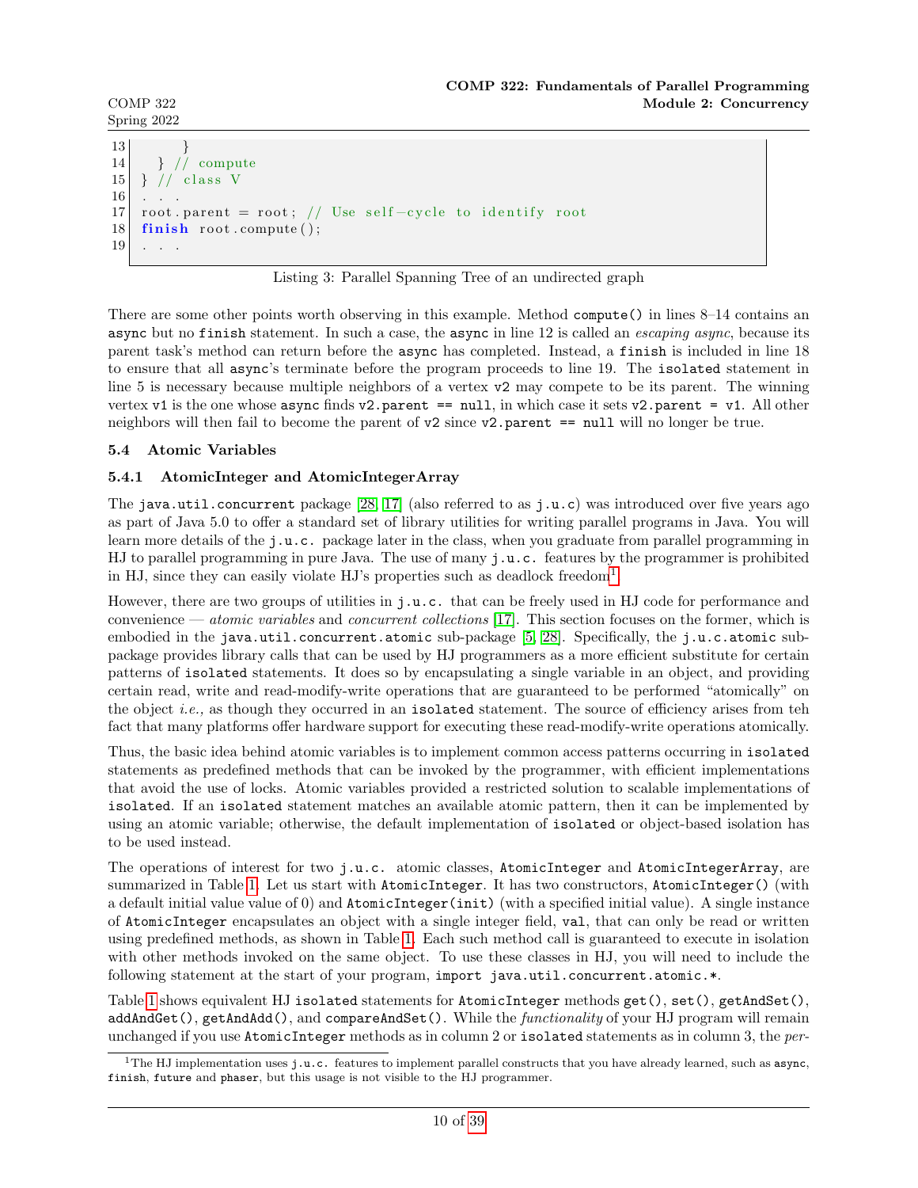```
13       }
14     } // compute
15   } // class V
16   . . .
17   root.parent = root; // Use self-cycle to identify root
18   finish root.compute();
19   . . .
```

Listing 3: Parallel Spanning Tree of an undirected graph

There are some other points worth observing in this example. Method `compute()` in lines 8–14 contains an `async` but no `finish` statement. In such a case, the `async` in line 12 is called an *escaping async*, because its parent task's method can return before the `async` has completed. Instead, a `finish` is included in line 18 to ensure that all `async`'s terminate before the program proceeds to line 19. The `isolated` statement in line 5 is necessary because multiple neighbors of a vertex `v2` may compete to be its parent. The winning vertex `v1` is the one whose `async` finds `v2.parent == null`, in which case it sets `v2.parent = v1`. All other neighbors will then fail to become the parent of `v2` since `v2.parent == null` will no longer be true.

### 5.4 Atomic Variables

#### 5.4.1 AtomicInteger and AtomicIntegerArray

The `java.util.concurrent` package [28, 17] (also referred to as `j.u.c`) was introduced over five years ago as part of Java 5.0 to offer a standard set of library utilities for writing parallel programs in Java. You will learn more details of the `j.u.c.` package later in the class, when you graduate from parallel programming in HJ to parallel programming in pure Java. The use of many `j.u.c.` features by the programmer is prohibited in HJ, since they can easily violate HJ's properties such as deadlock freedom[1].

However, there are two groups of utilities in `j.u.c.` that can be freely used in HJ code for performance and convenience — *atomic variables* and *concurrent collections* [17]. This section focuses on the former, which is embodied in the `java.util.concurrent.atomic` sub-package [5, 28]. Specifically, the `j.u.c.atomic` sub-package provides library calls that can be used by HJ programmers as a more efficient substitute for certain patterns of `isolated` statements. It does so by encapsulating a single variable in an object, and providing certain read, write and read-modify-write operations that are guaranteed to be performed "atomically" on the object *i.e.,* as though they occurred in an `isolated` statement. The source of efficiency arises from teh fact that many platforms offer hardware support for executing these read-modify-write operations atomically.

Thus, the basic idea behind atomic variables is to implement common access patterns occurring in `isolated` statements as predefined methods that can be invoked by the programmer, with efficient implementations that avoid the use of locks. Atomic variables provided a restricted solution to scalable implementations of `isolated`. If an `isolated` statement matches an available atomic pattern, then it can be implemented by using an atomic variable; otherwise, the default implementation of `isolated` or object-based isolation has to be used instead.

The operations of interest for two `j.u.c.` atomic classes, `AtomicInteger` and `AtomicIntegerArray`, are summarized in Table 1. Let us start with `AtomicInteger`. It has two constructors, `AtomicInteger()` (with a default initial value value of 0) and `AtomicInteger(init)` (with a specified initial value). A single instance of `AtomicInteger` encapsulates an object with a single integer field, `val`, that can only be read or written using predefined methods, as shown in Table 1. Each such method call is guaranteed to execute in isolation with other methods invoked on the same object. To use these classes in HJ, you will need to include the following statement at the start of your program, `import java.util.concurrent.atomic.*`.

Table 1 shows equivalent HJ `isolated` statements for `AtomicInteger` methods `get()`, `set()`, `getAndSet()`, `addAndGet()`, `getAndAdd()`, and `compareAndSet()`. While the *functionality* of your HJ program will remain unchanged if you use `AtomicInteger` methods as in column 2 or `isolated` statements as in column 3, the *per-*

[1] The HJ implementation uses `j.u.c.` features to implement parallel constructs that you have already learned, such as `async`, `finish`, `future` and `phaser`, but this usage is not visible to the HJ programmer.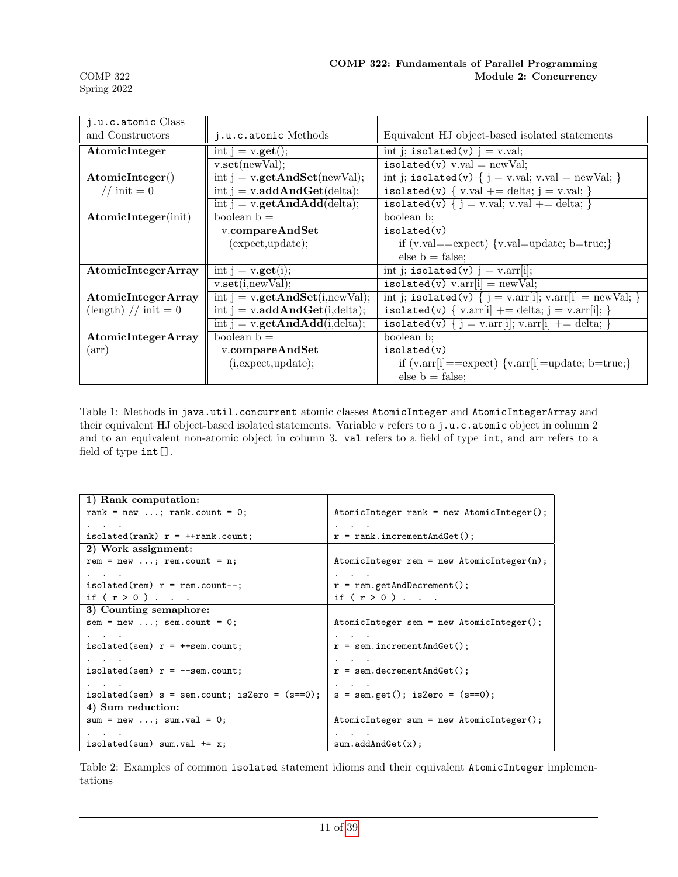| `j.u.c.atomic` Class and Constructors | `j.u.c.atomic` Methods | Equivalent HJ object-based isolated statements |
|---|---|---|
| **AtomicInteger** | int j = v.**get**(); | int j; `isolated(v)` j = v.val; |
| | v.**set**(newVal); | `isolated(v)` v.val = newVal; |
| **AtomicInteger**() | int j = v.**getAndSet**(newVal); | int j; `isolated(v)` { j = v.val; v.val = newVal; } |
| // init = 0 | int j = v.**addAndGet**(delta); | `isolated(v)` { v.val += delta; j = v.val; } |
| | int j = v.**getAndAdd**(delta); | `isolated(v)` { j = v.val; v.val += delta; } |
| **AtomicInteger**(init) | boolean b = v.**compareAndSet** (expect,update); | boolean b; `isolated(v)` if (v.val==expect) {v.val=update; b=true;} else b = false; |
| **AtomicIntegerArray** | int j = v.**get**(i); | int j; `isolated(v)` j = v.arr[i]; |
| | v.**set**(i,newVal); | `isolated(v)` v.arr[i] = newVal; |
| **AtomicIntegerArray** | int j = v.**getAndSet**(i,newVal); | int j; `isolated(v)` { j = v.arr[i]; v.arr[i] = newVal; } |
| (length) // init = 0 | int j = v.**addAndGet**(i,delta); | `isolated(v)` { v.arr[i] += delta; j = v.arr[i]; } |
| | int j = v.**getAndAdd**(i,delta); | `isolated(v)` { j = v.arr[i]; v.arr[i] += delta; } |
| **AtomicIntegerArray** (arr) | boolean b = v.**compareAndSet** (i,expect,update); | boolean b; `isolated(v)` if (v.arr[i]==expect) {v.arr[i]=update; b=true;} else b = false; |

Table 1: Methods in `java.util.concurrent` atomic classes `AtomicInteger` and `AtomicIntegerArray` and their equivalent HJ object-based isolated statements. Variable `v` refers to a `j.u.c.atomic` object in column 2 and to an equivalent non-atomic object in column 3. `val` refers to a field of type `int`, and arr refers to a field of type `int[]`.

| | |
|---|---|
| **1) Rank computation:** | |
| `rank = new ...; rank.count = 0;` | `AtomicInteger rank = new AtomicInteger();` |
| `. . .` | `. . .` |
| `isolated(rank) r = ++rank.count;` | `r = rank.incrementAndGet();` |
| **2) Work assignment:** | |
| `rem = new ...; rem.count = n;` | `AtomicInteger rem = new AtomicInteger(n);` |
| `. . .` | `. . .` |
| `isolated(rem) r = rem.count--;` | `r = rem.getAndDecrement();` |
| `if ( r > 0 ) . . .` | `if ( r > 0 ) . . .` |
| **3) Counting semaphore:** | |
| `sem = new ...; sem.count = 0;` | `AtomicInteger sem = new AtomicInteger();` |
| `. . .` | `. . .` |
| `isolated(sem) r = ++sem.count;` | `r = sem.incrementAndGet();` |
| `. . .` | `. . .` |
| `isolated(sem) r = --sem.count;` | `r = sem.decrementAndGet();` |
| `. . .` | `. . .` |
| `isolated(sem) s = sem.count; isZero = (s==0);` | `s = sem.get(); isZero = (s==0);` |
| **4) Sum reduction:** | |
| `sum = new ...; sum.val = 0;` | `AtomicInteger sum = new AtomicInteger();` |
| `. . .` | `. . .` |
| `isolated(sum) sum.val += x;` | `sum.addAndGet(x);` |

Table 2: Examples of common `isolated` statement idioms and their equivalent `AtomicInteger` implementations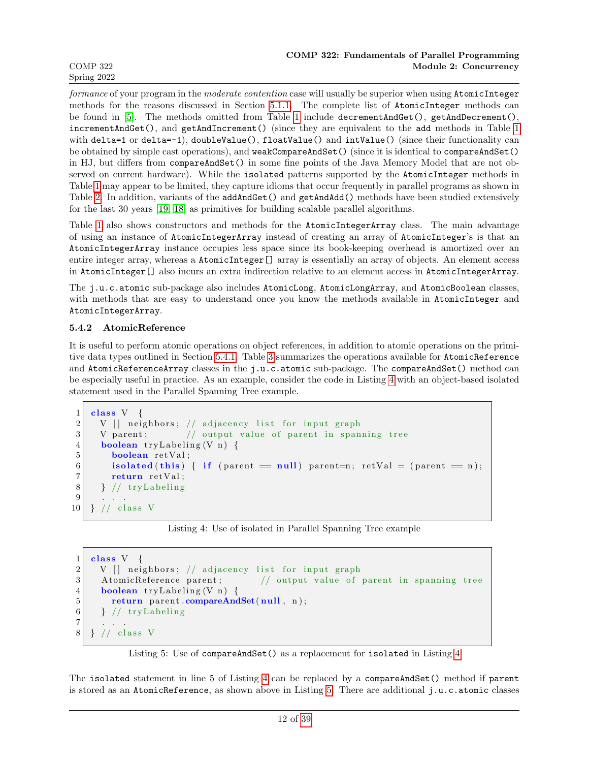*formance* of your program in the *moderate contention* case will usually be superior when using `AtomicInteger` methods for the reasons discussed in Section 5.1.1. The complete list of `AtomicInteger` methods can be found in [5]. The methods omitted from Table 1 include `decrementAndGet()`, `getAndDecrement()`, `incrementAndGet()`, and `getAndIncrement()` (since they are equivalent to the `add` methods in Table 1 with `delta=1` or `delta=-1`), `doubleValue()`, `floatValue()` and `intValue()` (since their functionality can be obtained by simple cast operations), and `weakCompareAndSet()` (since it is identical to `compareAndSet()` in HJ, but differs from `compareAndSet()` in some fine points of the Java Memory Model that are not observed on current hardware). While the `isolated` patterns supported by the `AtomicInteger` methods in Table 1 may appear to be limited, they capture idioms that occur frequently in parallel programs as shown in Table 2. In addition, variants of the `addAndGet()` and `getAndAdd()` methods have been studied extensively for the last 30 years [19, 18] as primitives for building scalable parallel algorithms.

Table 1 also shows constructors and methods for the `AtomicIntegerArray` class. The main advantage of using an instance of `AtomicIntegerArray` instead of creating an array of `AtomicInteger`'s is that an `AtomicIntegerArray` instance occupies less space since its book-keeping overhead is amortized over an entire integer array, whereas a `AtomicInteger[]` array is essentially an array of objects. An element access in `AtomicInteger[]` also incurs an extra indirection relative to an element access in `AtomicIntegerArray`.

The `j.u.c.atomic` sub-package also includes `AtomicLong`, `AtomicLongArray`, and `AtomicBoolean` classes, with methods that are easy to understand once you know the methods available in `AtomicInteger` and `AtomicIntegerArray`.

### 5.4.2 AtomicReference

It is useful to perform atomic operations on object references, in addition to atomic operations on the primitive data types outlined in Section 5.4.1. Table 3 summarizes the operations available for `AtomicReference` and `AtomicReferenceArray` classes in the `j.u.c.atomic` sub-package. The `compareAndSet()` method can be especially useful in practice. As an example, consider the code in Listing 4 with an object-based isolated statement used in the Parallel Spanning Tree example.

```
1  class V  {
2    V [] neighbors; // adjacency list for input graph
3    V parent;        // output value of parent in spanning tree
4    boolean tryLabeling(V n) {
5      boolean retVal;
6      isolated(this) { if (parent == null) parent=n; retVal = (parent == n);
7      return retVal;
8    } // tryLabeling
9    . . .
10 } // class V
```

Listing 4: Use of isolated in Parallel Spanning Tree example

```
1  class V  {
2    V [] neighbors; // adjacency list for input graph
3    AtomicReference parent;        // output value of parent in spanning tree
4    boolean tryLabeling(V n) {
5      return parent.compareAndSet(null, n);
6    } // tryLabeling
7    . . .
8  } // class V
```

Listing 5: Use of `compareAndSet()` as a replacement for `isolated` in Listing 4

The `isolated` statement in line 5 of Listing 4 can be replaced by a `compareAndSet()` method if `parent` is stored as an `AtomicReference`, as shown above in Listing 5. There are additional `j.u.c.atomic` classes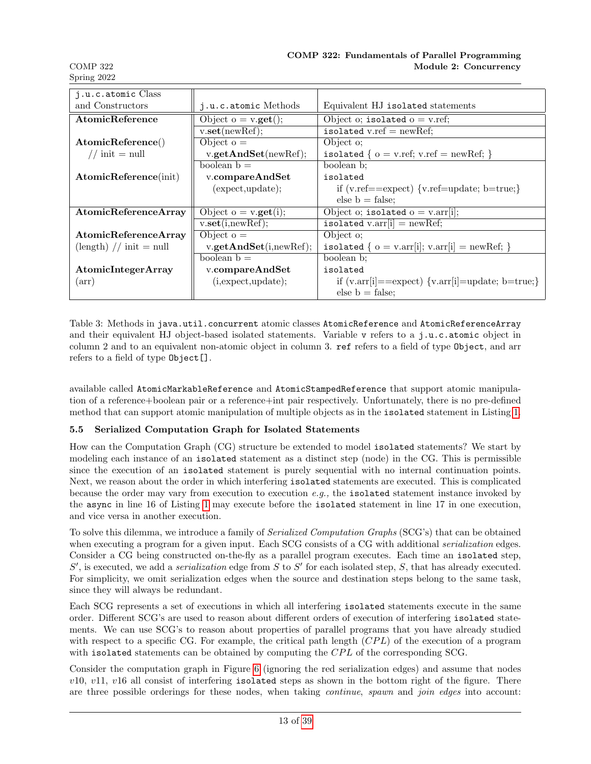| j.u.c.atomic Class and Constructors | j.u.c.atomic Methods | Equivalent HJ `isolated` statements |
|---|---|---|
| **AtomicReference** | Object o = v.**get**(); | Object o; `isolated` o = v.ref; |
| | v.**set**(newRef); | `isolated` v.ref = newRef; |
| **AtomicReference**() // init = null | Object o = v.**getAndSet**(newRef); | Object o; `isolated` { o = v.ref; v.ref = newRef; } |
| **AtomicReference**(init) | boolean b = v.**compareAndSet** (expect,update); | boolean b; `isolated` if (v.ref==expect) {v.ref=update; b=true;} else b = false; |
| **AtomicReferenceArray** | Object o = v.**get**(i); | Object o; `isolated` o = v.arr[i]; |
| | v.**set**(i,newRef); | `isolated` v.arr[i] = newRef; |
| **AtomicReferenceArray** (length) // init = null | Object o = v.**getAndSet**(i,newRef); | Object o; `isolated` { o = v.arr[i]; v.arr[i] = newRef; } |
| **AtomicIntegerArray** (arr) | boolean b = v.**compareAndSet** (i,expect,update); | boolean b; `isolated` if (v.arr[i]==expect) {v.arr[i]=update; b=true;} else b = false; |

Table 3: Methods in `java.util.concurrent` atomic classes `AtomicReference` and `AtomicReferenceArray` and their equivalent HJ object-based isolated statements. Variable `v` refers to a `j.u.c.atomic` object in column 2 and to an equivalent non-atomic object in column 3. `ref` refers to a field of type `Object`, and arr refers to a field of type `Object[]`.

available called `AtomicMarkableReference` and `AtomicStampedReference` that support atomic manipulation of a reference+boolean pair or a reference+int pair respectively. Unfortunately, there is no pre-defined method that can support atomic manipulation of multiple objects as in the `isolated` statement in Listing 1.

### 5.5 Serialized Computation Graph for Isolated Statements

How can the Computation Graph (CG) structure be extended to model `isolated` statements? We start by modeling each instance of an `isolated` statement as a distinct step (node) in the CG. This is permissible since the execution of an `isolated` statement is purely sequential with no internal continuation points. Next, we reason about the order in which interfering `isolated` statements are executed. This is complicated because the order may vary from execution to execution *e.g.,* the `isolated` statement instance invoked by the `async` in line 16 of Listing 1 may execute before the `isolated` statement in line 17 in one execution, and vice versa in another execution.

To solve this dilemma, we introduce a family of *Serialized Computation Graphs* (SCG's) that can be obtained when executing a program for a given input. Each SCG consists of a CG with additional *serialization* edges. Consider a CG being constructed on-the-fly as a parallel program executes. Each time an `isolated` step, $S'$, is executed, we add a *serialization* edge from $S$ to $S'$ for each isolated step, $S$, that has already executed. For simplicity, we omit serialization edges when the source and destination steps belong to the same task, since they will always be redundant.

Each SCG represents a set of executions in which all interfering `isolated` statements execute in the same order. Different SCG's are used to reason about different orders of execution of interfering `isolated` statements. We can use SCG's to reason about properties of parallel programs that you have already studied with respect to a specific CG. For example, the critical path length ($CPL$) of the execution of a program with `isolated` statements can be obtained by computing the $CPL$ of the corresponding SCG.

Consider the computation graph in Figure 6 (ignoring the red serialization edges) and assume that nodes $v10$, $v11$, $v16$ all consist of interfering `isolated` steps as shown in the bottom right of the figure. There are three possible orderings for these nodes, when taking *continue*, *spawn* and *join edges* into account: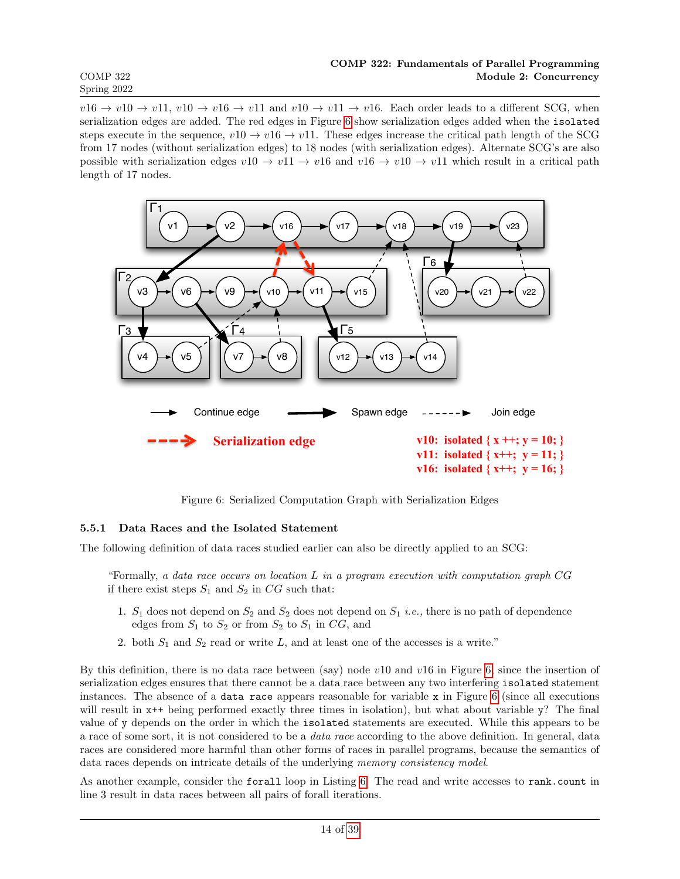$v16 \rightarrow v10 \rightarrow v11$, $v10 \rightarrow v16 \rightarrow v11$ and $v10 \rightarrow v11 \rightarrow v16$. Each order leads to a different SCG, when serialization edges are added. The red edges in Figure 6 show serialization edges added when the `isolated` steps execute in the sequence, $v10 \rightarrow v16 \rightarrow v11$. These edges increase the critical path length of the SCG from 17 nodes (without serialization edges) to 18 nodes (with serialization edges). Alternate SCG's are also possible with serialization edges $v10 \rightarrow v11 \rightarrow v16$ and $v16 \rightarrow v10 \rightarrow v11$ which result in a critical path length of 17 nodes.

Γ1
v1 v2 v16 v17 v18 v19 v23
Γ2
v3 v6 v9 v10 v11 v15
Γ6
v20 v21 v22
Γ3
v4 v5
Γ4
v7 v8
Γ5
v12 v13 v14

Continue edge
Spawn edge
Join edge
Serialization edge

v10: isolated { x ++; y = 10; }
v11: isolated { x++; y = 11; }
v16: isolated { x++; y = 16; }

Figure 6: Serialized Computation Graph with Serialization Edges

### 5.5.1 Data Races and the Isolated Statement

The following definition of data races studied earlier can also be directly applied to an SCG:

> "Formally, *a data race occurs on location L in a program execution with computation graph CG* if there exist steps $S_1$ and $S_2$ in $CG$ such that:
>
> 1. $S_1$ does not depend on $S_2$ and $S_2$ does not depend on $S_1$ *i.e.,* there is no path of dependence edges from $S_1$ to $S_2$ or from $S_2$ to $S_1$ in $CG$, and
> 2. both $S_1$ and $S_2$ read or write $L$, and at least one of the accesses is a write."

By this definition, there is no data race between (say) node $v10$ and $v16$ in Figure 6, since the insertion of serialization edges ensures that there cannot be a data race between any two interfering `isolated` statement instances. The absence of a `data race` appears reasonable for variable `x` in Figure 6 (since all executions will result in `x++` being performed exactly three times in isolation), but what about variable `y`? The final value of `y` depends on the order in which the `isolated` statements are executed. While this appears to be a race of some sort, it is not considered to be a *data race* according to the above definition. In general, data races are considered more harmful than other forms of races in parallel programs, because the semantics of data races depends on intricate details of the underlying *memory consistency model*.

As another example, consider the `forall` loop in Listing 6. The read and write accesses to `rank.count` in line 3 result in data races between all pairs of forall iterations.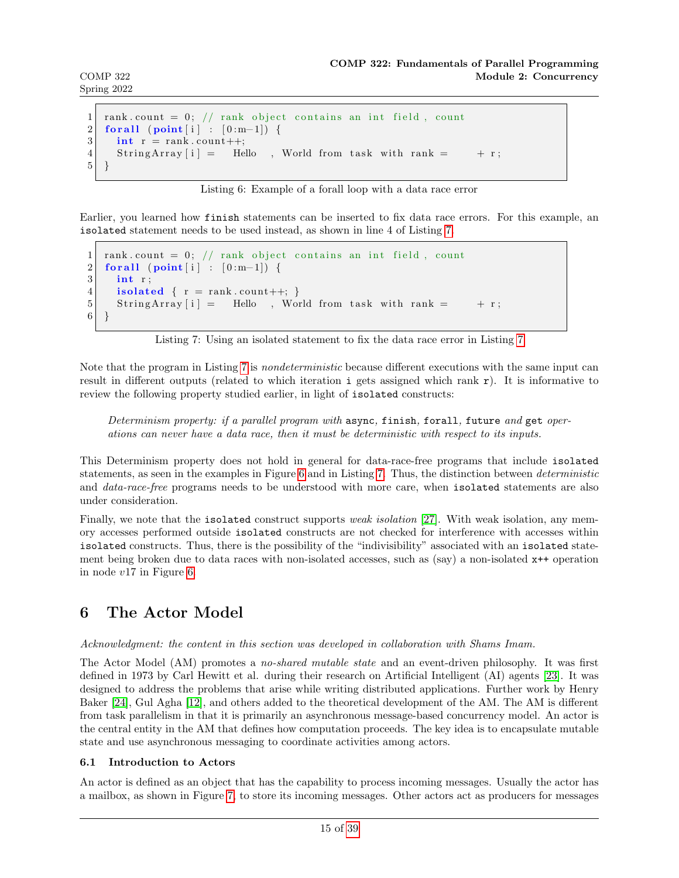```
rank.count = 0; // rank object contains an int field, count
forall (point[i] : [0:m-1]) {
  int r = rank.count++;
  StringArray[i] = "Hello, World from task with rank = " + r;
}
```

Listing 6: Example of a forall loop with a data race error

Earlier, you learned how `finish` statements can be inserted to fix data race errors. For this example, an `isolated` statement needs to be used instead, as shown in line 4 of Listing 7.

```
rank.count = 0; // rank object contains an int field, count
forall (point[i] : [0:m-1]) {
  int r;
  isolated { r = rank.count++; }
  StringArray[i] = "Hello, World from task with rank = " + r;
}
```

Listing 7: Using an isolated statement to fix the data race error in Listing 7

Note that the program in Listing 7 is *nondeterministic* because different executions with the same input can result in different outputs (related to which iteration `i` gets assigned which rank `r`). It is informative to review the following property studied earlier, in light of `isolated` constructs:

> *Determinism property: if a parallel program with* `async`, `finish`, `forall`, `future` *and* `get` *operations can never have a data race, then it must be deterministic with respect to its inputs.*

This Determinism property does not hold in general for data-race-free programs that include `isolated` statements, as seen in the examples in Figure 6 and in Listing 7. Thus, the distinction between *deterministic* and *data-race-free* programs needs to be understood with more care, when `isolated` statements are also under consideration.

Finally, we note that the `isolated` construct supports *weak isolation* [27]. With weak isolation, any memory accesses performed outside `isolated` constructs are not checked for interference with accesses within `isolated` constructs. Thus, there is the possibility of the "indivisibility" associated with an `isolated` statement being broken due to data races with non-isolated accesses, such as (say) a non-isolated `x++` operation in node $v17$ in Figure 6.

# 6 The Actor Model

*Acknowledgment: the content in this section was developed in collaboration with Shams Imam.*

The Actor Model (AM) promotes a *no-shared mutable state* and an event-driven philosophy. It was first defined in 1973 by Carl Hewitt et al. during their research on Artificial Intelligent (AI) agents [23]. It was designed to address the problems that arise while writing distributed applications. Further work by Henry Baker [24], Gul Agha [12], and others added to the theoretical development of the AM. The AM is different from task parallelism in that it is primarily an asynchronous message-based concurrency model. An actor is the central entity in the AM that defines how computation proceeds. The key idea is to encapsulate mutable state and use asynchronous messaging to coordinate activities among actors.

## 6.1 Introduction to Actors

An actor is defined as an object that has the capability to process incoming messages. Usually the actor has a mailbox, as shown in Figure 7, to store its incoming messages. Other actors act as producers for messages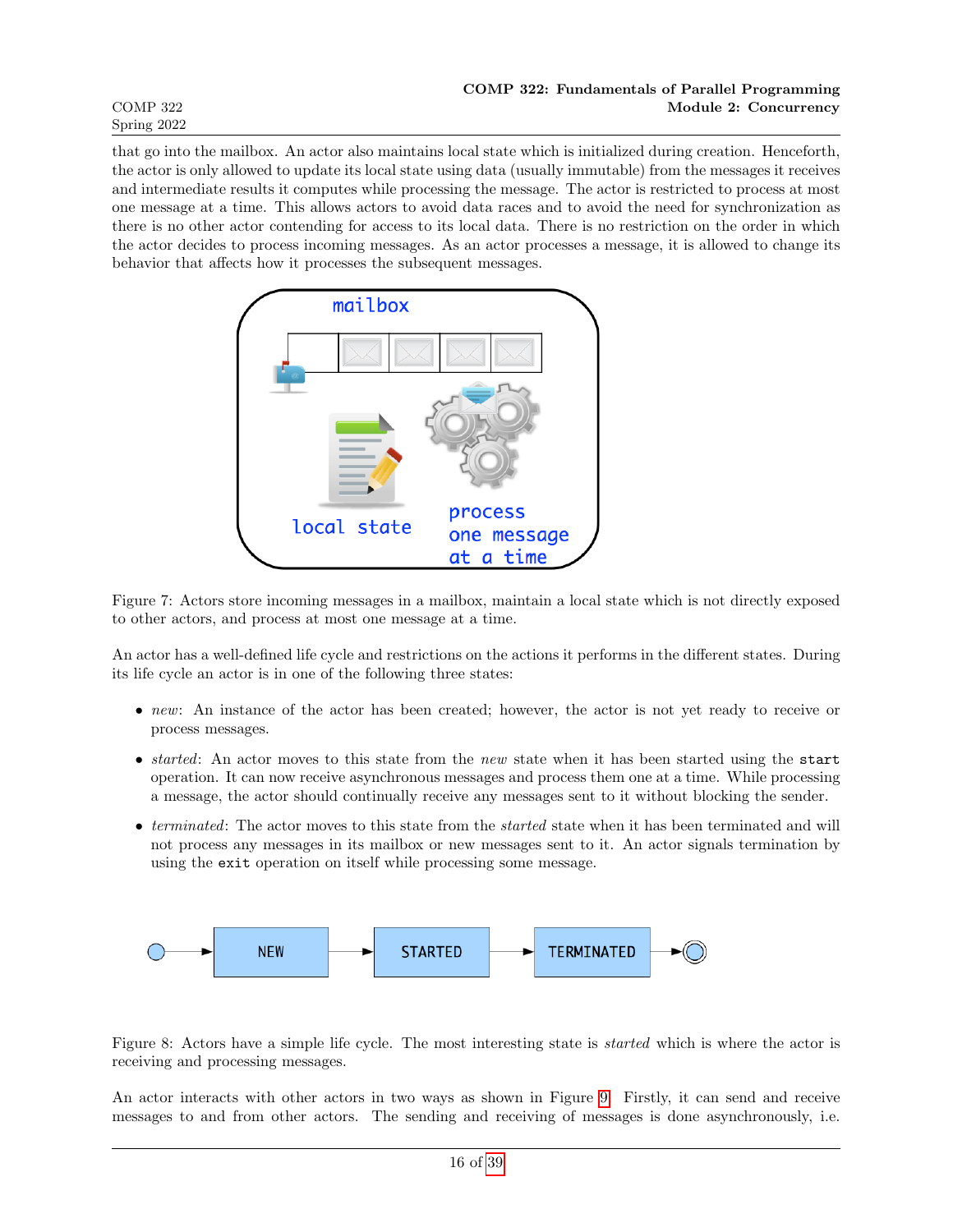that go into the mailbox. An actor also maintains local state which is initialized during creation. Henceforth, the actor is only allowed to update its local state using data (usually immutable) from the messages it receives and intermediate results it computes while processing the message. The actor is restricted to process at most one message at a time. This allows actors to avoid data races and to avoid the need for synchronization as there is no other actor contending for access to its local data. There is no restriction on the order in which the actor decides to process incoming messages. As an actor processes a message, it is allowed to change its behavior that affects how it processes the subsequent messages.

mailbox

local state

process
one message
at a time

Figure 7: Actors store incoming messages in a mailbox, maintain a local state which is not directly exposed to other actors, and process at most one message at a time.

An actor has a well-defined life cycle and restrictions on the actions it performs in the different states. During its life cycle an actor is in one of the following three states:

- *new*: An instance of the actor has been created; however, the actor is not yet ready to receive or process messages.
- *started*: An actor moves to this state from the *new* state when it has been started using the `start` operation. It can now receive asynchronous messages and process them one at a time. While processing a message, the actor should continually receive any messages sent to it without blocking the sender.
- *terminated*: The actor moves to this state from the *started* state when it has been terminated and will not process any messages in its mailbox or new messages sent to it. An actor signals termination by using the `exit` operation on itself while processing some message.

NEW

STARTED

TERMINATED

Figure 8: Actors have a simple life cycle. The most interesting state is *started* which is where the actor is receiving and processing messages.

An actor interacts with other actors in two ways as shown in Figure 9. Firstly, it can send and receive messages to and from other actors. The sending and receiving of messages is done asynchronously, i.e.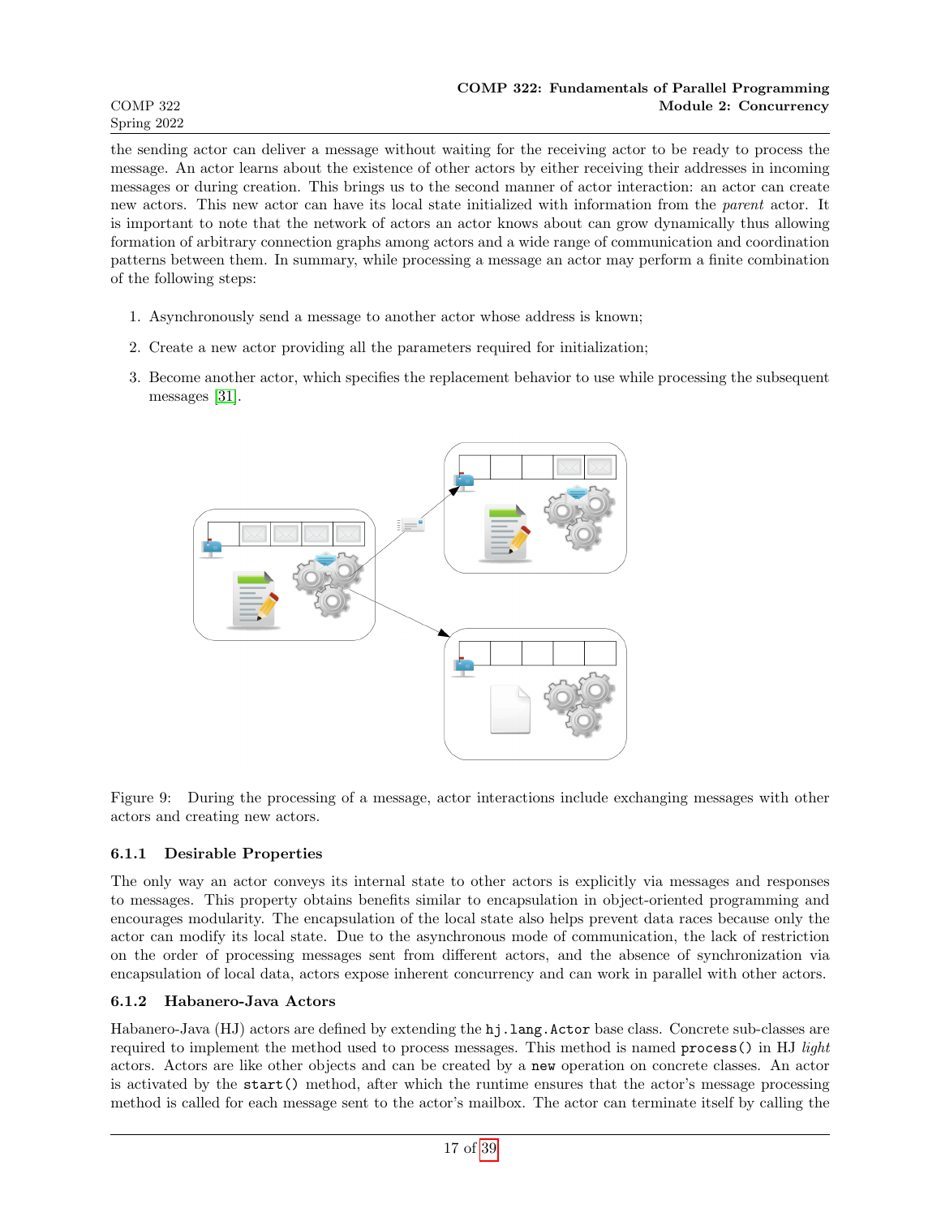the sending actor can deliver a message without waiting for the receiving actor to be ready to process the message. An actor learns about the existence of other actors by either receiving their addresses in incoming messages or during creation. This brings us to the second manner of actor interaction: an actor can create new actors. This new actor can have its local state initialized with information from the *parent* actor. It is important to note that the network of actors an actor knows about can grow dynamically thus allowing formation of arbitrary connection graphs among actors and a wide range of communication and coordination patterns between them. In summary, while processing a message an actor may perform a finite combination of the following steps:

1. Asynchronously send a message to another actor whose address is known;
2. Create a new actor providing all the parameters required for initialization;
3. Become another actor, which specifies the replacement behavior to use while processing the subsequent messages [31].

Figure 9: During the processing of a message, actor interactions include exchanging messages with other actors and creating new actors.

### 6.1.1 Desirable Properties

The only way an actor conveys its internal state to other actors is explicitly via messages and responses to messages. This property obtains benefits similar to encapsulation in object-oriented programming and encourages modularity. The encapsulation of the local state also helps prevent data races because only the actor can modify its local state. Due to the asynchronous mode of communication, the lack of restriction on the order of processing messages sent from different actors, and the absence of synchronization via encapsulation of local data, actors expose inherent concurrency and can work in parallel with other actors.

### 6.1.2 Habanero-Java Actors

Habanero-Java (HJ) actors are defined by extending the `hj.lang.Actor` base class. Concrete sub-classes are required to implement the method used to process messages. This method is named `process()` in HJ *light* actors. Actors are like other objects and can be created by a `new` operation on concrete classes. An actor is activated by the `start()` method, after which the runtime ensures that the actor's message processing method is called for each message sent to the actor's mailbox. The actor can terminate itself by calling the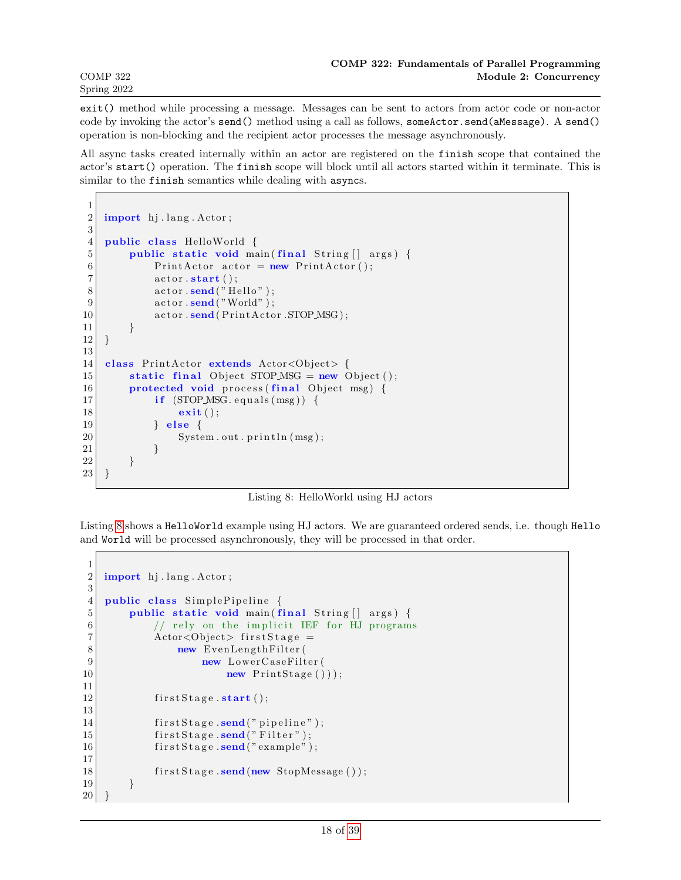exit() method while processing a message. Messages can be sent to actors from actor code or non-actor code by invoking the actor's send() method using a call as follows, someActor.send(aMessage). A send() operation is non-blocking and the recipient actor processes the message asynchronously.

All async tasks created internally within an actor are registered on the finish scope that contained the actor's start() operation. The finish scope will block until all actors started within it terminate. This is similar to the finish semantics while dealing with asyncs.

```java

import hj.lang.Actor;

public class HelloWorld {
    public static void main(final String[] args) {
        PrintActor actor = new PrintActor();
        actor.start();
        actor.send("Hello");
        actor.send("World");
        actor.send(PrintActor.STOP_MSG);
    }
}

class PrintActor extends Actor<Object> {
    static final Object STOP_MSG = new Object();
    protected void process(final Object msg) {
        if (STOP_MSG.equals(msg)) {
            exit();
        } else {
            System.out.println(msg);
        }
    }
}
```

Listing 8: HelloWorld using HJ actors

Listing 8 shows a HelloWorld example using HJ actors. We are guaranteed ordered sends, i.e. though Hello and World will be processed asynchronously, they will be processed in that order.

```java

import hj.lang.Actor;

public class SimplePipeline {
    public static void main(final String[] args) {
        // rely on the implicit IEF for HJ programs
        Actor<Object> firstStage =
            new EvenLengthFilter(
                new LowerCaseFilter(
                    new PrintStage()));

        firstStage.start();

        firstStage.send("pipeline");
        firstStage.send("Filter");
        firstStage.send("example");

        firstStage.send(new StopMessage());
    }
}
```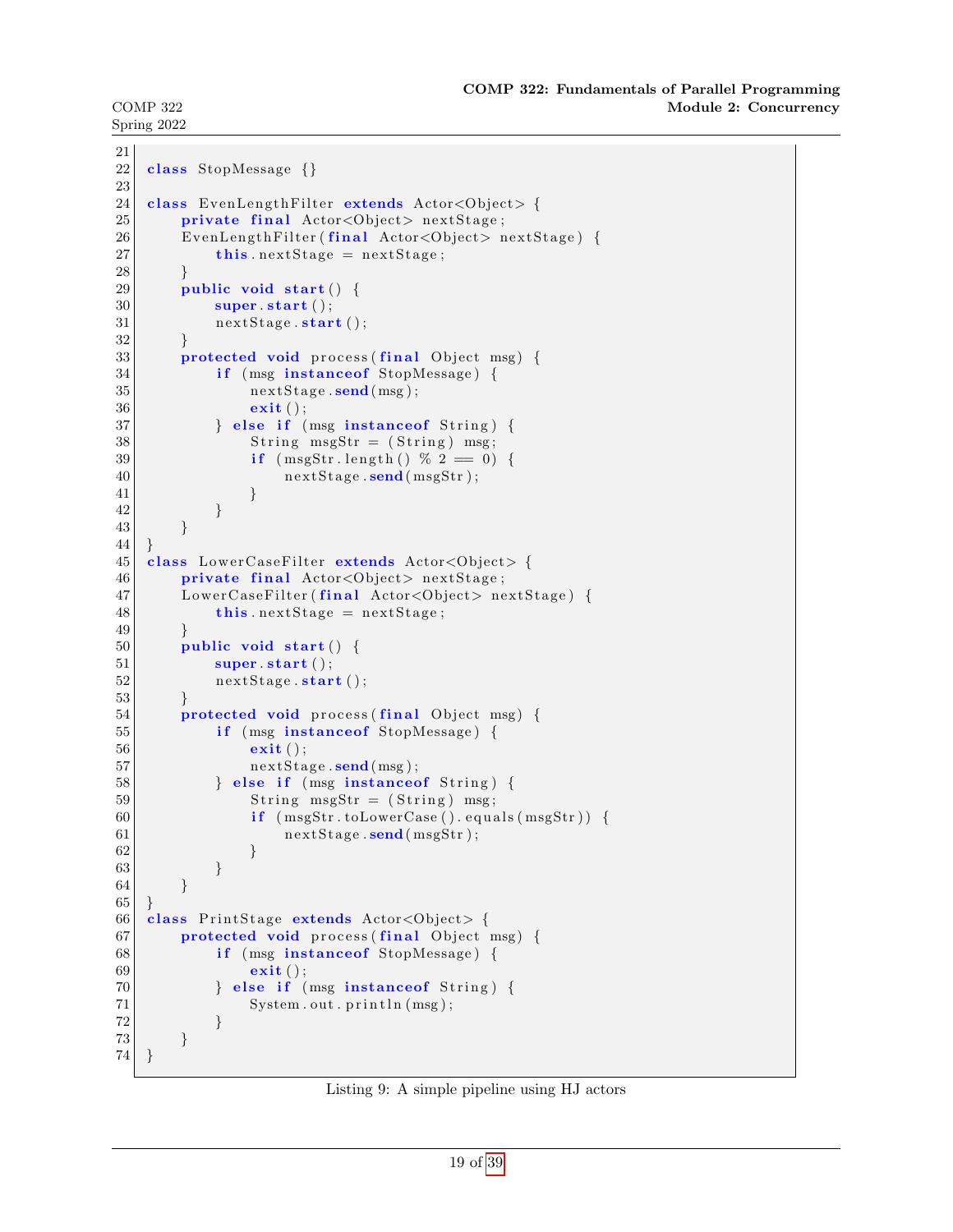```java
21
22 class StopMessage {}
23
24 class EvenLengthFilter extends Actor<Object> {
25     private final Actor<Object> nextStage;
26     EvenLengthFilter(final Actor<Object> nextStage) {
27         this.nextStage = nextStage;
28     }
29     public void start() {
30         super.start();
31         nextStage.start();
32     }
33     protected void process(final Object msg) {
34         if (msg instanceof StopMessage) {
35             nextStage.send(msg);
36             exit();
37         } else if (msg instanceof String) {
38             String msgStr = (String) msg;
39             if (msgStr.length() % 2 == 0) {
40                 nextStage.send(msgStr);
41             }
42         }
43     }
44 }
45 class LowerCaseFilter extends Actor<Object> {
46     private final Actor<Object> nextStage;
47     LowerCaseFilter(final Actor<Object> nextStage) {
48         this.nextStage = nextStage;
49     }
50     public void start() {
51         super.start();
52         nextStage.start();
53     }
54     protected void process(final Object msg) {
55         if (msg instanceof StopMessage) {
56             exit();
57             nextStage.send(msg);
58         } else if (msg instanceof String) {
59             String msgStr = (String) msg;
60             if (msgStr.toLowerCase().equals(msgStr)) {
61                 nextStage.send(msgStr);
62             }
63         }
64     }
65 }
66 class PrintStage extends Actor<Object> {
67     protected void process(final Object msg) {
68         if (msg instanceof StopMessage) {
69             exit();
70         } else if (msg instanceof String) {
71             System.out.println(msg);
72         }
73     }
74 }
```

Listing 9: A simple pipeline using HJ actors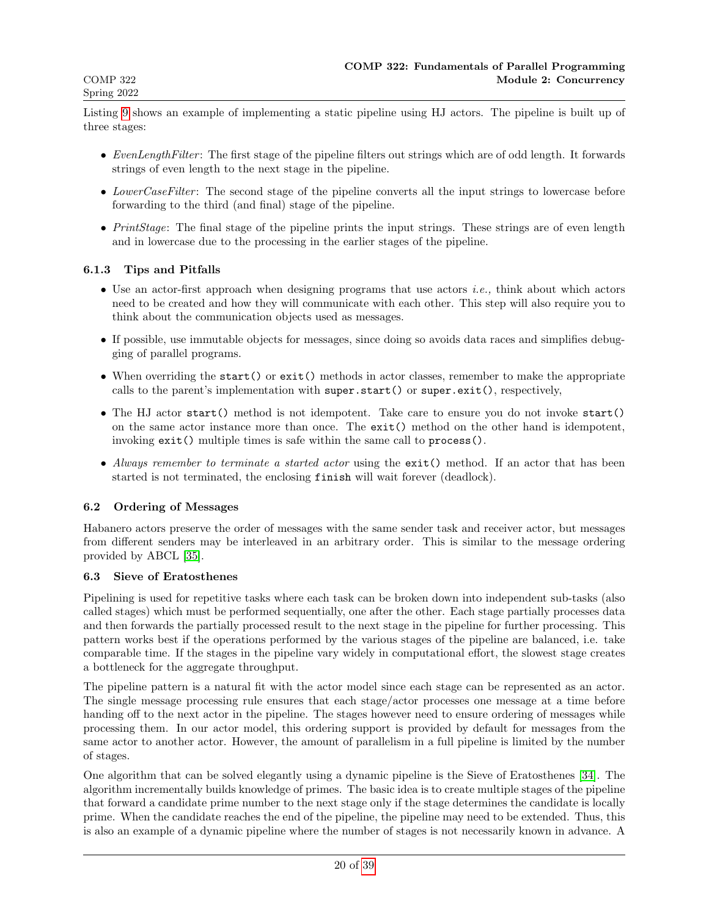Listing 9 shows an example of implementing a static pipeline using HJ actors. The pipeline is built up of three stages:

- *EvenLengthFilter*: The first stage of the pipeline filters out strings which are of odd length. It forwards strings of even length to the next stage in the pipeline.
- *LowerCaseFilter*: The second stage of the pipeline converts all the input strings to lowercase before forwarding to the third (and final) stage of the pipeline.
- *PrintStage*: The final stage of the pipeline prints the input strings. These strings are of even length and in lowercase due to the processing in the earlier stages of the pipeline.

### 6.1.3 Tips and Pitfalls

- Use an actor-first approach when designing programs that use actors *i.e.,* think about which actors need to be created and how they will communicate with each other. This step will also require you to think about the communication objects used as messages.
- If possible, use immutable objects for messages, since doing so avoids data races and simplifies debugging of parallel programs.
- When overriding the `start()` or `exit()` methods in actor classes, remember to make the appropriate calls to the parent's implementation with `super.start()` or `super.exit()`, respectively,
- The HJ actor `start()` method is not idempotent. Take care to ensure you do not invoke `start()` on the same actor instance more than once. The `exit()` method on the other hand is idempotent, invoking `exit()` multiple times is safe within the same call to `process()`.
- *Always remember to terminate a started actor* using the `exit()` method. If an actor that has been started is not terminated, the enclosing `finish` will wait forever (deadlock).

## 6.2 Ordering of Messages

Habanero actors preserve the order of messages with the same sender task and receiver actor, but messages from different senders may be interleaved in an arbitrary order. This is similar to the message ordering provided by ABCL [35].

## 6.3 Sieve of Eratosthenes

Pipelining is used for repetitive tasks where each task can be broken down into independent sub-tasks (also called stages) which must be performed sequentially, one after the other. Each stage partially processes data and then forwards the partially processed result to the next stage in the pipeline for further processing. This pattern works best if the operations performed by the various stages of the pipeline are balanced, i.e. take comparable time. If the stages in the pipeline vary widely in computational effort, the slowest stage creates a bottleneck for the aggregate throughput.

The pipeline pattern is a natural fit with the actor model since each stage can be represented as an actor. The single message processing rule ensures that each stage/actor processes one message at a time before handing off to the next actor in the pipeline. The stages however need to ensure ordering of messages while processing them. In our actor model, this ordering support is provided by default for messages from the same actor to another actor. However, the amount of parallelism in a full pipeline is limited by the number of stages.

One algorithm that can be solved elegantly using a dynamic pipeline is the Sieve of Eratosthenes [34]. The algorithm incrementally builds knowledge of primes. The basic idea is to create multiple stages of the pipeline that forward a candidate prime number to the next stage only if the stage determines the candidate is locally prime. When the candidate reaches the end of the pipeline, the pipeline may need to be extended. Thus, this is also an example of a dynamic pipeline where the number of stages is not necessarily known in advance. A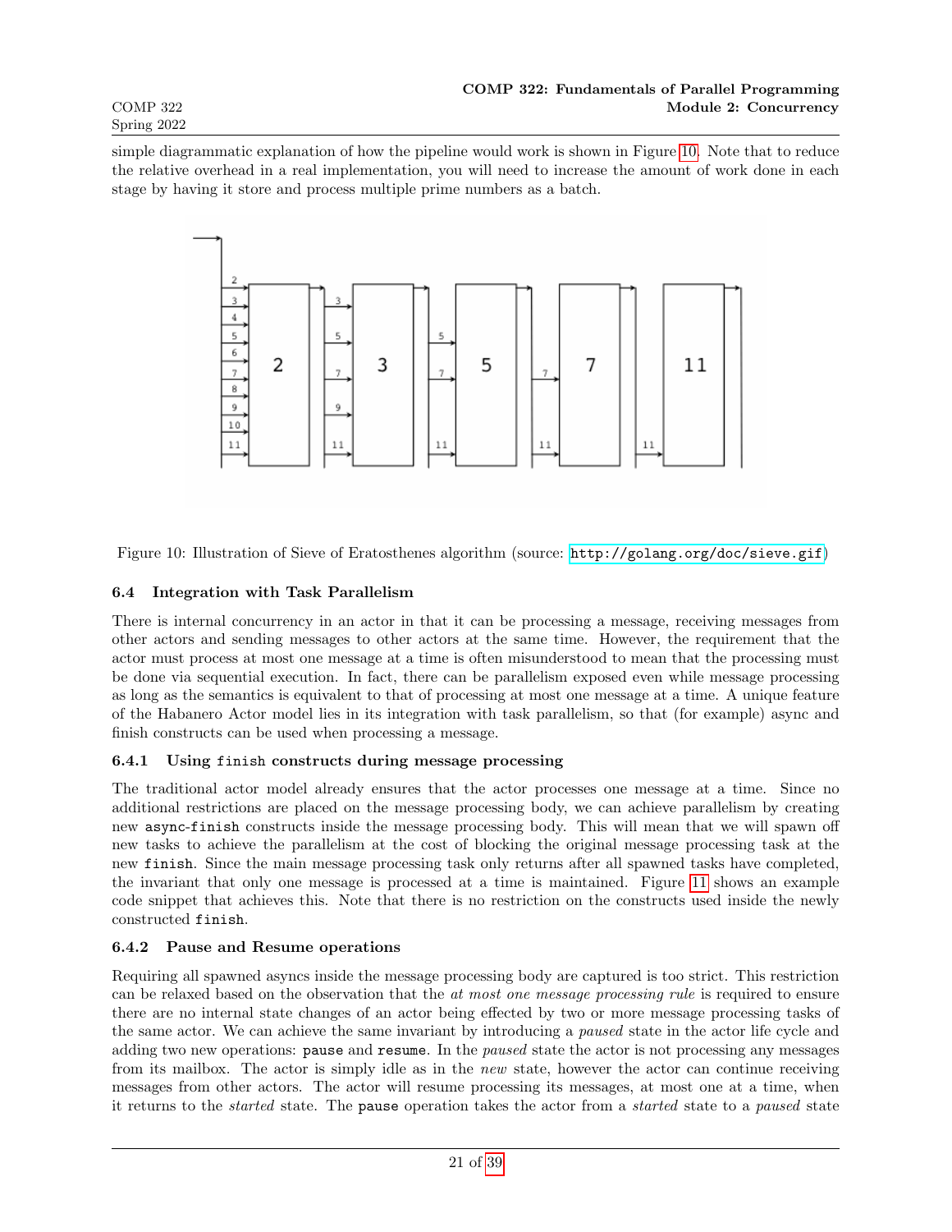simple diagrammatic explanation of how the pipeline would work is shown in Figure 10. Note that to reduce the relative overhead in a real implementation, you will need to increase the amount of work done in each stage by having it store and process multiple prime numbers as a batch.

2
3
4
5
6
7
8
9
10
11

3
5
7
9
11

5
7
11

7
11

11

2 3 5 7 11

Figure 10: Illustration of Sieve of Eratosthenes algorithm (source: http://golang.org/doc/sieve.gif)

### 6.4 Integration with Task Parallelism

There is internal concurrency in an actor in that it can be processing a message, receiving messages from other actors and sending messages to other actors at the same time. However, the requirement that the actor must process at most one message at a time is often misunderstood to mean that the processing must be done via sequential execution. In fact, there can be parallelism exposed even while message processing as long as the semantics is equivalent to that of processing at most one message at a time. A unique feature of the Habanero Actor model lies in its integration with task parallelism, so that (for example) async and finish constructs can be used when processing a message.

#### 6.4.1 Using `finish` constructs during message processing

The traditional actor model already ensures that the actor processes one message at a time. Since no additional restrictions are placed on the message processing body, we can achieve parallelism by creating new `async-finish` constructs inside the message processing body. This will mean that we will spawn off new tasks to achieve the parallelism at the cost of blocking the original message processing task at the new `finish`. Since the main message processing task only returns after all spawned tasks have completed, the invariant that only one message is processed at a time is maintained. Figure 11 shows an example code snippet that achieves this. Note that there is no restriction on the constructs used inside the newly constructed `finish`.

#### 6.4.2 Pause and Resume operations

Requiring all spawned asyncs inside the message processing body are captured is too strict. This restriction can be relaxed based on the observation that the *at most one message processing rule* is required to ensure there are no internal state changes of an actor being effected by two or more message processing tasks of the same actor. We can achieve the same invariant by introducing a *paused* state in the actor life cycle and adding two new operations: `pause` and `resume`. In the *paused* state the actor is not processing any messages from its mailbox. The actor is simply idle as in the *new* state, however the actor can continue receiving messages from other actors. The actor will resume processing its messages, at most one at a time, when it returns to the *started* state. The `pause` operation takes the actor from a *started* state to a *paused* state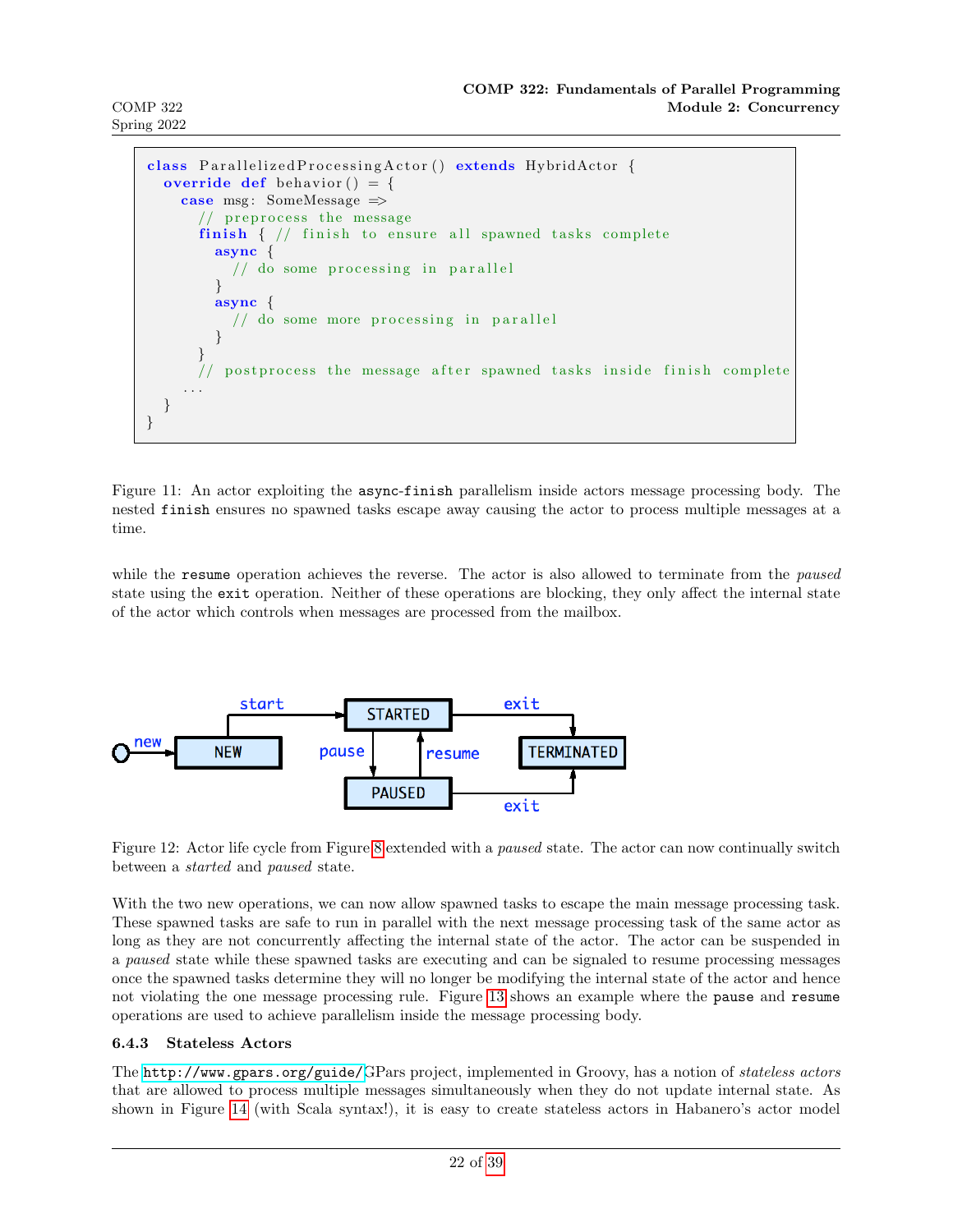```
class ParallelizedProcessingActor() extends HybridActor {
  override def behavior() = {
    case msg: SomeMessage =>
      // preprocess the message
      finish { // finish to ensure all spawned tasks complete
        async {
          // do some processing in parallel
        }
        async {
          // do some more processing in parallel
        }
      }
      // postprocess the message after spawned tasks inside finish complete
    ...
  }
}
```

Figure 11: An actor exploiting the `async-finish` parallelism inside actors message processing body. The nested `finish` ensures no spawned tasks escape away causing the actor to process multiple messages at a time.

while the `resume` operation achieves the reverse. The actor is also allowed to terminate from the *paused* state using the `exit` operation. Neither of these operations are blocking, they only affect the internal state of the actor which controls when messages are processed from the mailbox.

new
NEW
start
STARTED
pause
resume
PAUSED
exit
TERMINATED
exit

Figure 12: Actor life cycle from Figure 8 extended with a *paused* state. The actor can now continually switch between a *started* and *paused* state.

With the two new operations, we can now allow spawned tasks to escape the main message processing task. These spawned tasks are safe to run in parallel with the next message processing task of the same actor as long as they are not concurrently affecting the internal state of the actor. The actor can be suspended in a *paused* state while these spawned tasks are executing and can be signaled to resume processing messages once the spawned tasks determine they will no longer be modifying the internal state of the actor and hence not violating the one message processing rule. Figure 13 shows an example where the `pause` and `resume` operations are used to achieve parallelism inside the message processing body.

### 6.4.3 Stateless Actors

The http://www.gpars.org/guide/ GPars project, implemented in Groovy, has a notion of *stateless actors* that are allowed to process multiple messages simultaneously when they do not update internal state. As shown in Figure 14 (with Scala syntax!), it is easy to create stateless actors in Habanero's actor model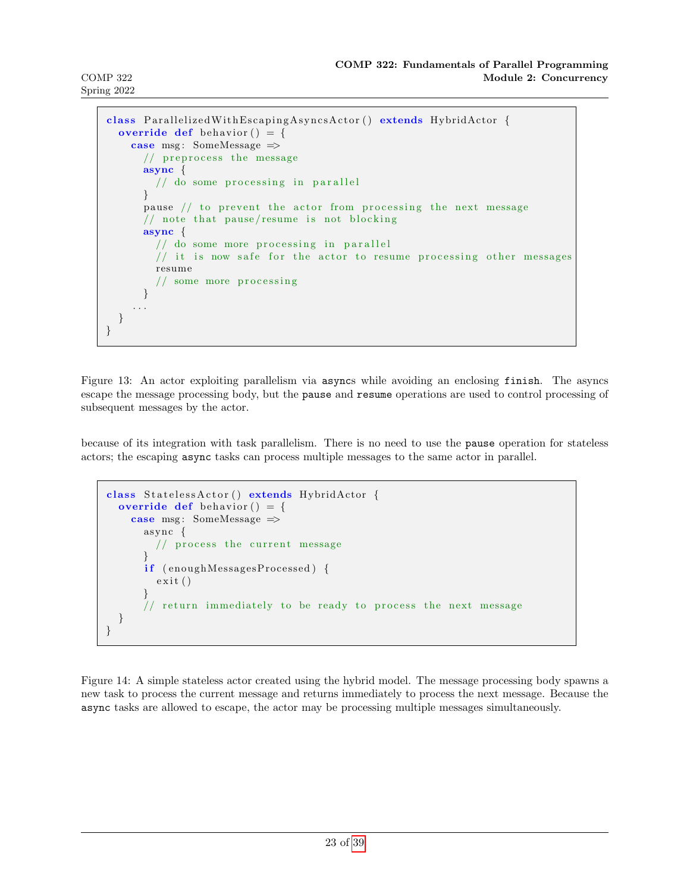```
class ParallelizedWithEscapingAsyncsActor() extends HybridActor {
  override def behavior() = {
    case msg: SomeMessage =>
      // preprocess the message
      async {
        // do some processing in parallel
      }
      pause // to prevent the actor from processing the next message
      // note that pause/resume is not blocking
      async {
        // do some more processing in parallel
        // it is now safe for the actor to resume processing other messages
        resume
        // some more processing
      }
    ...
  }
}
```

Figure 13: An actor exploiting parallelism via `async`s while avoiding an enclosing `finish`. The asyncs escape the message processing body, but the `pause` and `resume` operations are used to control processing of subsequent messages by the actor.

because of its integration with task parallelism. There is no need to use the `pause` operation for stateless actors; the escaping `async` tasks can process multiple messages to the same actor in parallel.

```
class StatelessActor() extends HybridActor {
  override def behavior() = {
    case msg: SomeMessage =>
      async {
        // process the current message
      }
      if (enoughMessagesProcessed) {
        exit()
      }
      // return immediately to be ready to process the next message
  }
}
```

Figure 14: A simple stateless actor created using the hybrid model. The message processing body spawns a new task to process the current message and returns immediately to process the next message. Because the `async` tasks are allowed to escape, the actor may be processing multiple messages simultaneously.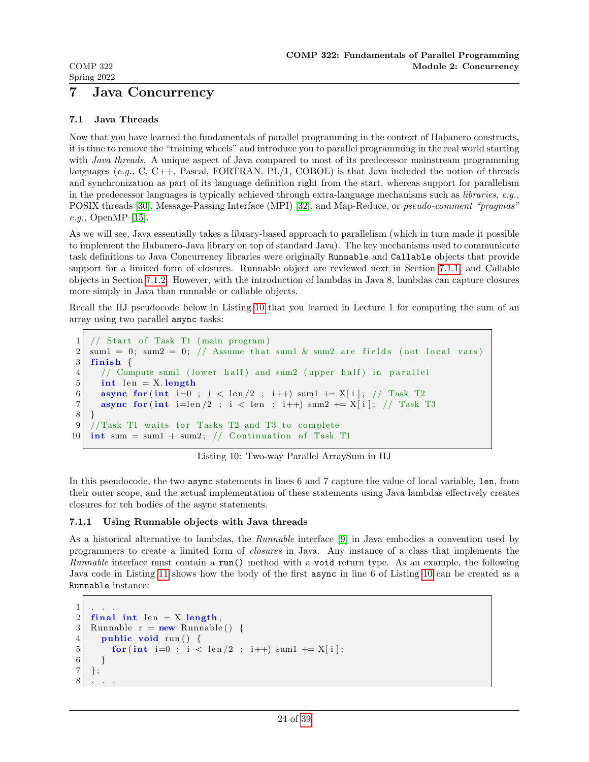# 7 Java Concurrency

### 7.1 Java Threads

Now that you have learned the fundamentals of parallel programming in the context of Habanero constructs, it is time to remove the "training wheels" and introduce you to parallel programming in the real world starting with *Java threads*. A unique aspect of Java compared to most of its predecessor mainstream programming languages (*e.g.,* C, C++, Pascal, FORTRAN, PL/1, COBOL) is that Java included the notion of threads and synchronization as part of its language definition right from the start, whereas support for parallelism in the predecessor languages is typically achieved through extra-language mechanisms such as *libraries*, *e.g.,* POSIX threads [30], Message-Passing Interface (MPI) [32], and Map-Reduce, or *pseudo-comment "pragmas" e.g.,* OpenMP [15].

As we will see, Java essentially takes a library-based approach to parallelism (which in turn made it possible to implement the Habanero-Java library on top of standard Java). The key mechanisms used to communicate task definitions to Java Concurrency libraries were originally `Runnable` and `Callable` objects that provide support for a limited form of closures. Runnable object are reviewed next in Section 7.1.1, and Callable objects in Section 7.1.2. However, with the introduction of lambdas in Java 8, lambdas can capture closures more simply in Java than runnable or callable objects.

Recall the HJ pseudocode below in Listing 10 that you learned in Lecture 1 for computing the sum of an array using two parallel `async` tasks:

```
1  // Start of Task T1 (main program)
2  sum1 = 0; sum2 = 0; // Assume that sum1 & sum2 are fields (not local vars)
3  finish {
4    // Compute sum1 (lower half) and sum2 (upper half) in parallel
5    int len = X.length
6    async for(int i=0 ; i < len/2 ; i++) sum1 += X[i]; // Task T2
7    async for(int i=len/2 ; i < len ; i++) sum2 += X[i]; // Task T3
8  }
9  //Task T1 waits for Tasks T2 and T3 to complete
10 int sum = sum1 + sum2; // Continuation of Task T1
```

Listing 10: Two-way Parallel ArraySum in HJ

In this pseudocode, the two `async` statements in lines 6 and 7 capture the value of local variable, `len`, from their outer scope, and the actual implementation of these statements using Java lambdas effectively creates closures for teh bodies of the async statements.

#### 7.1.1 Using Runnable objects with Java threads

As a historical alternative to lambdas, the *Runnable* interface [9] in Java embodies a convention used by programmers to create a limited form of *closures* in Java. Any instance of a class that implements the *Runnable* interface must contain a `run()` method with a `void` return type. As an example, the following Java code in Listing 11 shows how the body of the first `async` in line 6 of Listing 10 can be created as a `Runnable` instance:

```
1  . . .
2  final int len = X.length;
3  Runnable r = new Runnable() {
4    public void run() {
5      for(int i=0 ; i < len/2 ; i++) sum1 += X[i];
6    }
7  };
8  . . .
```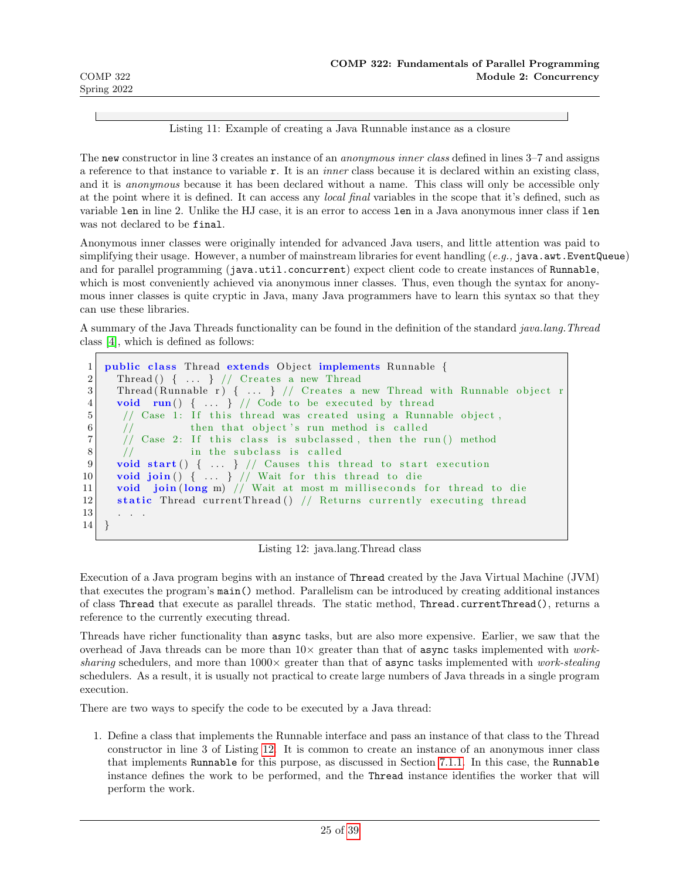Listing 11: Example of creating a Java Runnable instance as a closure

The `new` constructor in line 3 creates an instance of an *anonymous inner class* defined in lines 3–7 and assigns a reference to that instance to variable `r`. It is an *inner* class because it is declared within an existing class, and it is *anonymous* because it has been declared without a name. This class will only be accessible only at the point where it is defined. It can access any *local final* variables in the scope that it's defined, such as variable `len` in line 2. Unlike the HJ case, it is an error to access `len` in a Java anonymous inner class if `len` was not declared to be `final`.

Anonymous inner classes were originally intended for advanced Java users, and little attention was paid to simplifying their usage. However, a number of mainstream libraries for event handling (*e.g.,* `java.awt.EventQueue`) and for parallel programming (`java.util.concurrent`) expect client code to create instances of `Runnable`, which is most conveniently achieved via anonymous inner classes. Thus, even though the syntax for anonymous inner classes is quite cryptic in Java, many Java programmers have to learn this syntax so that they can use these libraries.

A summary of the Java Threads functionality can be found in the definition of the standard *java.lang.Thread* class [4], which is defined as follows:

```
1  public class Thread extends Object implements Runnable {
2    Thread() { ... } // Creates a new Thread
3    Thread(Runnable r) { ... } // Creates a new Thread with Runnable object r
4    void  run() { ... } // Code to be executed by thread
5     // Case 1: If this thread was created using a Runnable object,
6     //         then that object's run method is called
7     // Case 2: If this class is subclassed, then the run() method
8     //         in the subclass is called
9    void start() { ... } // Causes this thread to start execution
10   void join() { ... } // Wait for this thread to die
11   void  join(long m) // Wait at most m milliseconds for thread to die
12   static Thread currentThread() // Returns currently executing thread
13   . . .
14 }
```

Listing 12: java.lang.Thread class

Execution of a Java program begins with an instance of `Thread` created by the Java Virtual Machine (JVM) that executes the program's `main()` method. Parallelism can be introduced by creating additional instances of class `Thread` that execute as parallel threads. The static method, `Thread.currentThread()`, returns a reference to the currently executing thread.

Threads have richer functionality than `async` tasks, but are also more expensive. Earlier, we saw that the overhead of Java threads can be more than 10× greater than that of `async` tasks implemented with *work-sharing* schedulers, and more than 1000× greater than that of `async` tasks implemented with *work-stealing* schedulers. As a result, it is usually not practical to create large numbers of Java threads in a single program execution.

There are two ways to specify the code to be executed by a Java thread:

1. Define a class that implements the Runnable interface and pass an instance of that class to the Thread constructor in line 3 of Listing 12. It is common to create an instance of an anonymous inner class that implements `Runnable` for this purpose, as discussed in Section 7.1.1. In this case, the `Runnable` instance defines the work to be performed, and the `Thread` instance identifies the worker that will perform the work.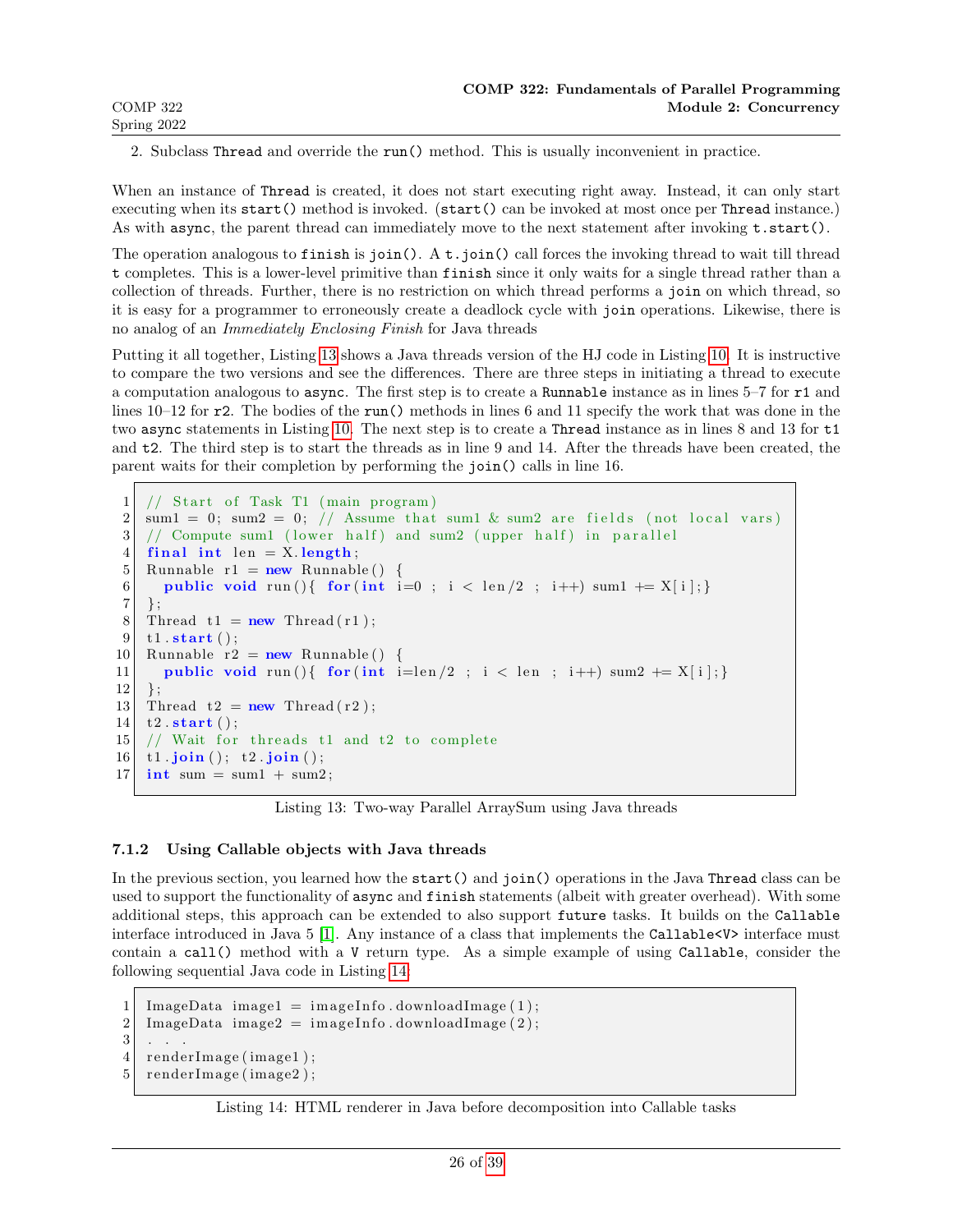2. Subclass `Thread` and override the `run()` method. This is usually inconvenient in practice.

When an instance of `Thread` is created, it does not start executing right away. Instead, it can only start executing when its `start()` method is invoked. (`start()` can be invoked at most once per `Thread` instance.) As with `async`, the parent thread can immediately move to the next statement after invoking `t.start()`.

The operation analogous to `finish` is `join()`. A `t.join()` call forces the invoking thread to wait till thread `t` completes. This is a lower-level primitive than `finish` since it only waits for a single thread rather than a collection of threads. Further, there is no restriction on which thread performs a `join` on which thread, so it is easy for a programmer to erroneously create a deadlock cycle with `join` operations. Likewise, there is no analog of an *Immediately Enclosing Finish* for Java threads

Putting it all together, Listing 13 shows a Java threads version of the HJ code in Listing 10. It is instructive to compare the two versions and see the differences. There are three steps in initiating a thread to execute a computation analogous to `async`. The first step is to create a `Runnable` instance as in lines 5–7 for `r1` and lines 10–12 for `r2`. The bodies of the `run()` methods in lines 6 and 11 specify the work that was done in the two `async` statements in Listing 10. The next step is to create a `Thread` instance as in lines 8 and 13 for `t1` and `t2`. The third step is to start the threads as in line 9 and 14. After the threads have been created, the parent waits for their completion by performing the `join()` calls in line 16.

```java
// Start of Task T1 (main program)
sum1 = 0; sum2 = 0; // Assume that sum1 & sum2 are fields (not local vars)
// Compute sum1 (lower half) and sum2 (upper half) in parallel
final int len = X.length;
Runnable r1 = new Runnable() {
  public void run(){ for(int i=0 ; i < len/2 ; i++) sum1 += X[i];}
};
Thread t1 = new Thread(r1);
t1.start();
Runnable r2 = new Runnable() {
  public void run(){ for(int i=len/2 ; i < len ; i++) sum2 += X[i];}
};
Thread t2 = new Thread(r2);
t2.start();
// Wait for threads t1 and t2 to complete
t1.join(); t2.join();
int sum = sum1 + sum2;
```

Listing 13: Two-way Parallel ArraySum using Java threads

### 7.1.2 Using Callable objects with Java threads

In the previous section, you learned how the `start()` and `join()` operations in the Java `Thread` class can be used to support the functionality of `async` and `finish` statements (albeit with greater overhead). With some additional steps, this approach can be extended to also support `future` tasks. It builds on the `Callable` interface introduced in Java 5 [1]. Any instance of a class that implements the `Callable<V>` interface must contain a `call()` method with a `V` return type. As a simple example of using `Callable`, consider the following sequential Java code in Listing 14.

```java
ImageData image1 = imageInfo.downloadImage(1);
ImageData image2 = imageInfo.downloadImage(2);
. . .
renderImage(image1);
renderImage(image2);
```

Listing 14: HTML renderer in Java before decomposition into Callable tasks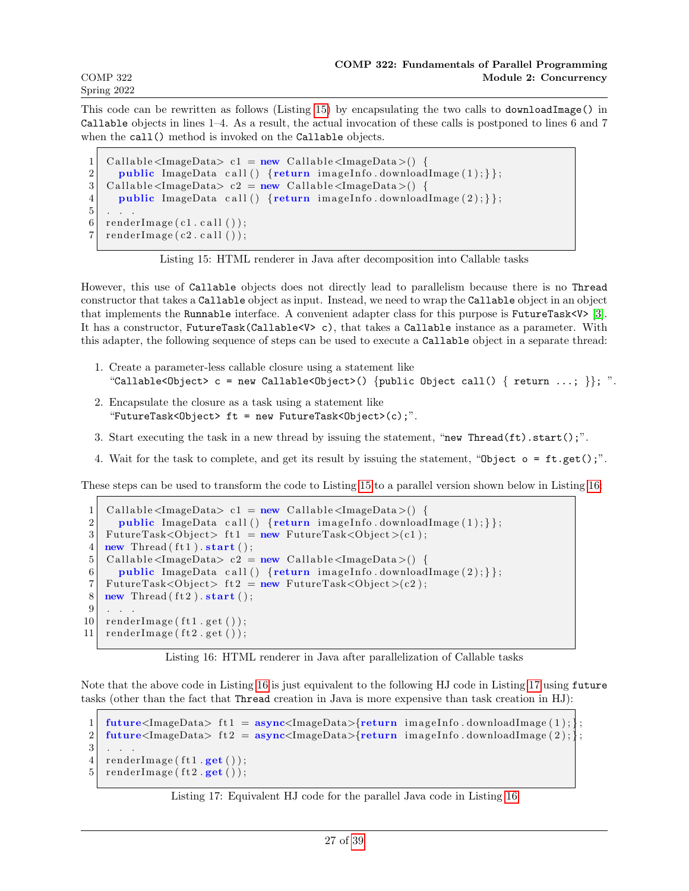This code can be rewritten as follows (Listing 15) by encapsulating the two calls to `downloadImage()` in `Callable` objects in lines 1–4. As a result, the actual invocation of these calls is postponed to lines 6 and 7 when the `call()` method is invoked on the `Callable` objects.

```
1 Callable<ImageData> c1 = new Callable<ImageData>() {
2   public ImageData call() {return imageInfo.downloadImage(1);}};
3 Callable<ImageData> c2 = new Callable<ImageData>() {
4   public ImageData call() {return imageInfo.downloadImage(2);}};
5 . . .
6 renderImage(c1.call());
7 renderImage(c2.call());
```

Listing 15: HTML renderer in Java after decomposition into Callable tasks

However, this use of `Callable` objects does not directly lead to parallelism because there is no `Thread` constructor that takes a `Callable` object as input. Instead, we need to wrap the `Callable` object in an object that implements the `Runnable` interface. A convenient adapter class for this purpose is `FutureTask<V>` [3]. It has a constructor, `FutureTask(Callable<V> c)`, that takes a `Callable` instance as a parameter. With this adapter, the following sequence of steps can be used to execute a `Callable` object in a separate thread:

1. Create a parameter-less callable closure using a statement like "`Callable<Object> c = new Callable<Object>() {public Object call() { return ...; }};` ".
2. Encapsulate the closure as a task using a statement like "`FutureTask<Object> ft = new FutureTask<Object>(c);`".
3. Start executing the task in a new thread by issuing the statement, "`new Thread(ft).start();`".
4. Wait for the task to complete, and get its result by issuing the statement, "`Object o = ft.get();`".

These steps can be used to transform the code to Listing 15 to a parallel version shown below in Listing 16:

```
 1 Callable<ImageData> c1 = new Callable<ImageData>() {
 2   public ImageData call() {return imageInfo.downloadImage(1);}};
 3 FutureTask<Object> ft1 = new FutureTask<Object>(c1);
 4 new Thread(ft1).start();
 5 Callable<ImageData> c2 = new Callable<ImageData>() {
 6   public ImageData call() {return imageInfo.downloadImage(2);}};
 7 FutureTask<Object> ft2 = new FutureTask<Object>(c2);
 8 new Thread(ft2).start();
 9 . . .
10 renderImage(ft1.get());
11 renderImage(ft2.get());
```

Listing 16: HTML renderer in Java after parallelization of Callable tasks

Note that the above code in Listing 16 is just equivalent to the following HJ code in Listing 17 using `future` tasks (other than the fact that `Thread` creation in Java is more expensive than task creation in HJ):

```
1 future<ImageData> ft1 = async<ImageData>{return imageInfo.downloadImage(1);};
2 future<ImageData> ft2 = async<ImageData>{return imageInfo.downloadImage(2);};
3 . . .
4 renderImage(ft1.get());
5 renderImage(ft2.get());
```

Listing 17: Equivalent HJ code for the parallel Java code in Listing 16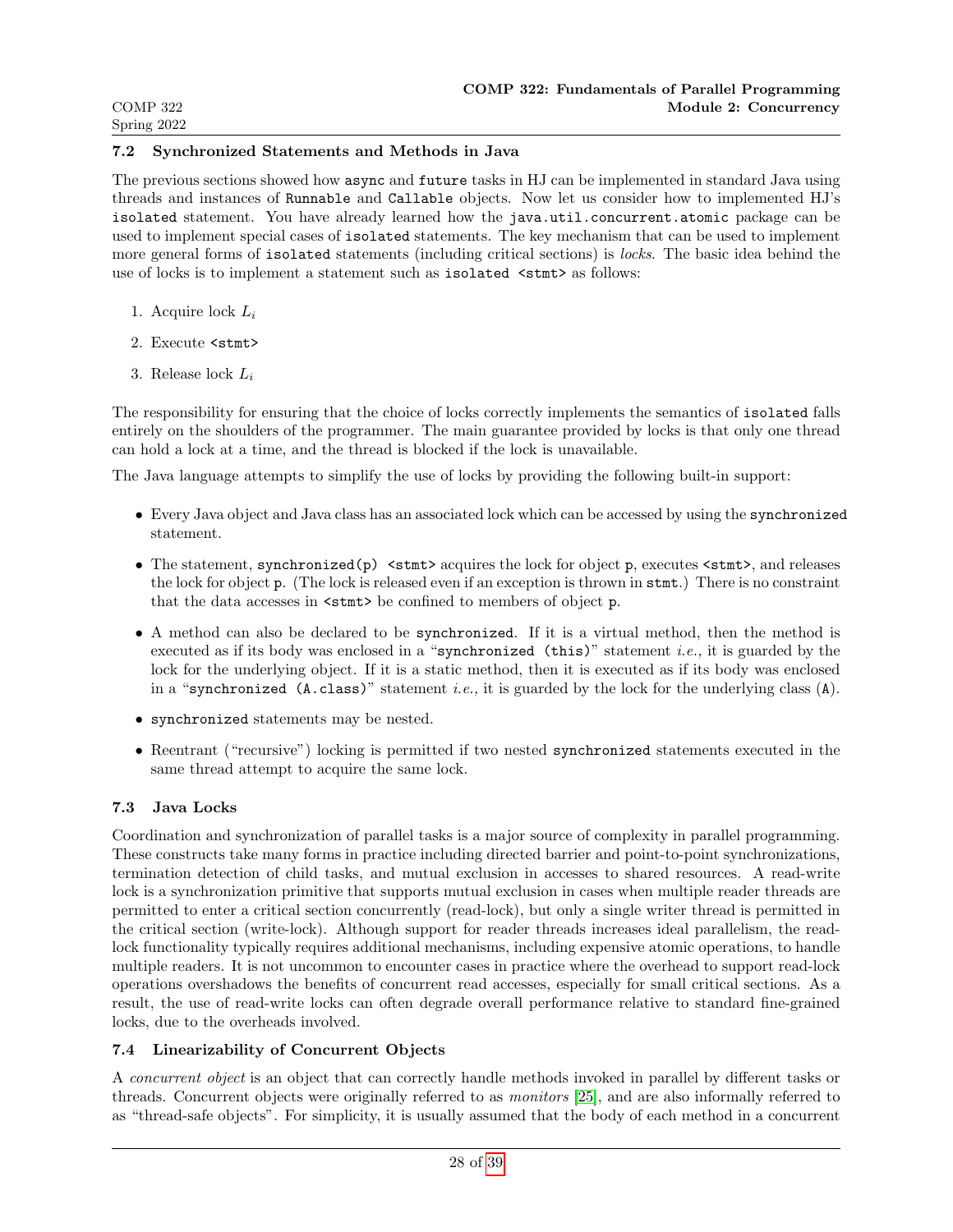### 7.2 Synchronized Statements and Methods in Java

The previous sections showed how `async` and `future` tasks in HJ can be implemented in standard Java using threads and instances of `Runnable` and `Callable` objects. Now let us consider how to implemented HJ's `isolated` statement. You have already learned how the `java.util.concurrent.atomic` package can be used to implement special cases of `isolated` statements. The key mechanism that can be used to implement more general forms of `isolated` statements (including critical sections) is *locks*. The basic idea behind the use of locks is to implement a statement such as `isolated <stmt>` as follows:

1. Acquire lock $L_i$
2. Execute `<stmt>`
3. Release lock $L_i$

The responsibility for ensuring that the choice of locks correctly implements the semantics of `isolated` falls entirely on the shoulders of the programmer. The main guarantee provided by locks is that only one thread can hold a lock at a time, and the thread is blocked if the lock is unavailable.

The Java language attempts to simplify the use of locks by providing the following built-in support:

- Every Java object and Java class has an associated lock which can be accessed by using the `synchronized` statement.
- The statement, `synchronized(p) <stmt>` acquires the lock for object `p`, executes `<stmt>`, and releases the lock for object `p`. (The lock is released even if an exception is thrown in `stmt`.) There is no constraint that the data accesses in `<stmt>` be confined to members of object `p`.
- A method can also be declared to be `synchronized`. If it is a virtual method, then the method is executed as if its body was enclosed in a "`synchronized (this)`" statement *i.e.,* it is guarded by the lock for the underlying object. If it is a static method, then it is executed as if its body was enclosed in a "`synchronized (A.class)`" statement *i.e.,* it is guarded by the lock for the underlying class (`A`).
- `synchronized` statements may be nested.
- Reentrant ("recursive") locking is permitted if two nested `synchronized` statements executed in the same thread attempt to acquire the same lock.

### 7.3 Java Locks

Coordination and synchronization of parallel tasks is a major source of complexity in parallel programming. These constructs take many forms in practice including directed barrier and point-to-point synchronizations, termination detection of child tasks, and mutual exclusion in accesses to shared resources. A read-write lock is a synchronization primitive that supports mutual exclusion in cases when multiple reader threads are permitted to enter a critical section concurrently (read-lock), but only a single writer thread is permitted in the critical section (write-lock). Although support for reader threads increases ideal parallelism, the read-lock functionality typically requires additional mechanisms, including expensive atomic operations, to handle multiple readers. It is not uncommon to encounter cases in practice where the overhead to support read-lock operations overshadows the benefits of concurrent read accesses, especially for small critical sections. As a result, the use of read-write locks can often degrade overall performance relative to standard fine-grained locks, due to the overheads involved.

### 7.4 Linearizability of Concurrent Objects

A *concurrent object* is an object that can correctly handle methods invoked in parallel by different tasks or threads. Concurrent objects were originally referred to as *monitors* [25], and are also informally referred to as "thread-safe objects". For simplicity, it is usually assumed that the body of each method in a concurrent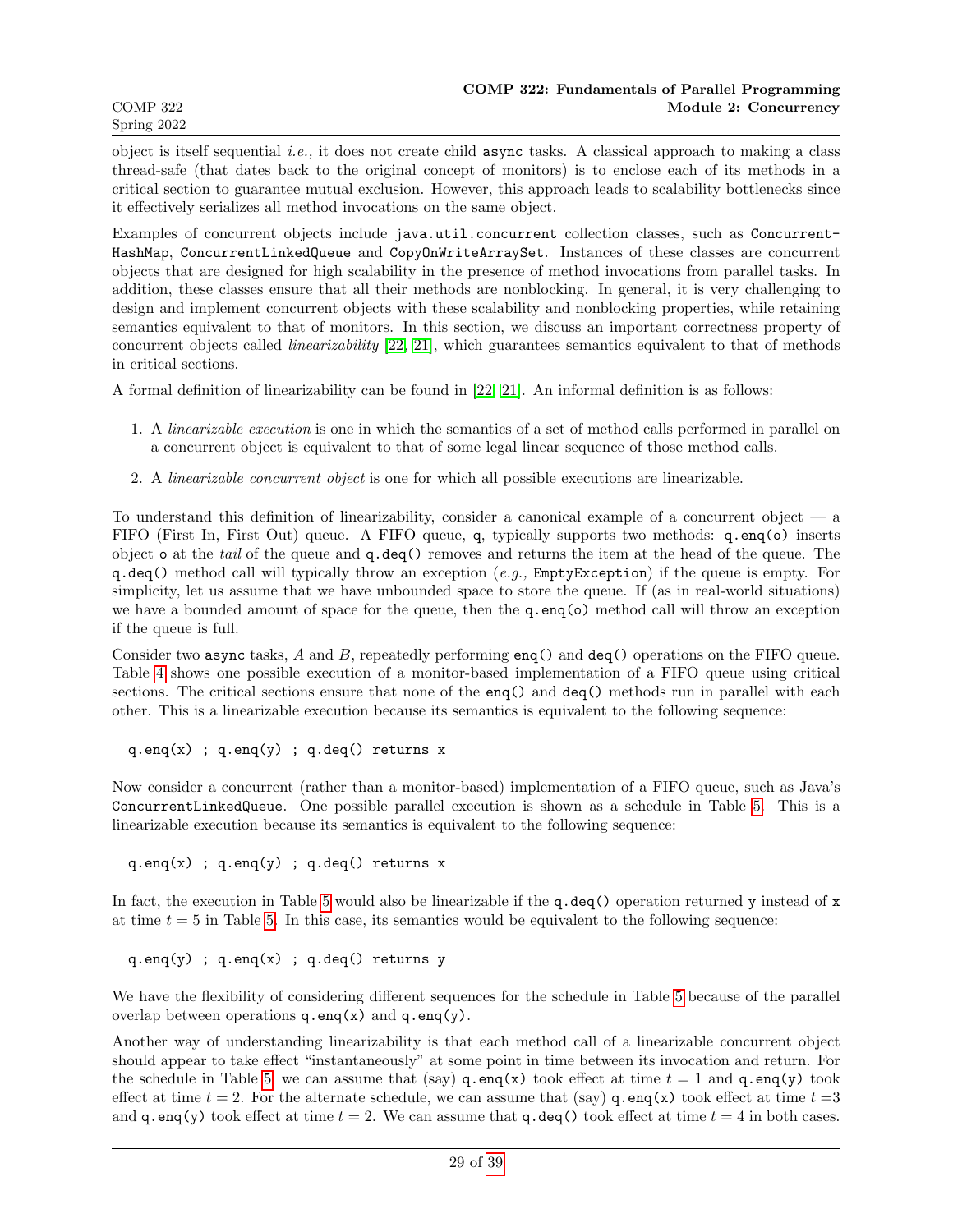object is itself sequential *i.e.,* it does not create child `async` tasks. A classical approach to making a class thread-safe (that dates back to the original concept of monitors) is to enclose each of its methods in a critical section to guarantee mutual exclusion. However, this approach leads to scalability bottlenecks since it effectively serializes all method invocations on the same object.

Examples of concurrent objects include `java.util.concurrent` collection classes, such as `ConcurrentHashMap`, `ConcurrentLinkedQueue` and `CopyOnWriteArraySet`. Instances of these classes are concurrent objects that are designed for high scalability in the presence of method invocations from parallel tasks. In addition, these classes ensure that all their methods are nonblocking. In general, it is very challenging to design and implement concurrent objects with these scalability and nonblocking properties, while retaining semantics equivalent to that of monitors. In this section, we discuss an important correctness property of concurrent objects called *linearizability* [22, 21], which guarantees semantics equivalent to that of methods in critical sections.

A formal definition of linearizability can be found in [22, 21]. An informal definition is as follows:

1. A *linearizable execution* is one in which the semantics of a set of method calls performed in parallel on a concurrent object is equivalent to that of some legal linear sequence of those method calls.
2. A *linearizable concurrent object* is one for which all possible executions are linearizable.

To understand this definition of linearizability, consider a canonical example of a concurrent object — a FIFO (First In, First Out) queue. A FIFO queue, `q`, typically supports two methods: `q.enq(o)` inserts object `o` at the *tail* of the queue and `q.deq()` removes and returns the item at the head of the queue. The `q.deq()` method call will typically throw an exception (*e.g.,* `EmptyException`) if the queue is empty. For simplicity, let us assume that we have unbounded space to store the queue. If (as in real-world situations) we have a bounded amount of space for the queue, then the `q.enq(o)` method call will throw an exception if the queue is full.

Consider two `async` tasks, $A$ and $B$, repeatedly performing `enq()` and `deq()` operations on the FIFO queue. Table 4 shows one possible execution of a monitor-based implementation of a FIFO queue using critical sections. The critical sections ensure that none of the `enq()` and `deq()` methods run in parallel with each other. This is a linearizable execution because its semantics is equivalent to the following sequence:

```
q.enq(x) ; q.enq(y) ; q.deq() returns x
```

Now consider a concurrent (rather than a monitor-based) implementation of a FIFO queue, such as Java's `ConcurrentLinkedQueue`. One possible parallel execution is shown as a schedule in Table 5. This is a linearizable execution because its semantics is equivalent to the following sequence:

```
q.enq(x) ; q.enq(y) ; q.deq() returns x
```

In fact, the execution in Table 5 would also be linearizable if the `q.deq()` operation returned `y` instead of `x` at time $t = 5$ in Table 5. In this case, its semantics would be equivalent to the following sequence:

```
q.enq(y) ; q.enq(x) ; q.deq() returns y
```

We have the flexibility of considering different sequences for the schedule in Table 5 because of the parallel overlap between operations `q.enq(x)` and `q.enq(y)`.

Another way of understanding linearizability is that each method call of a linearizable concurrent object should appear to take effect "instantaneously" at some point in time between its invocation and return. For the schedule in Table 5, we can assume that (say) `q.enq(x)` took effect at time $t = 1$ and `q.enq(y)` took effect at time $t = 2$. For the alternate schedule, we can assume that (say) `q.enq(x)` took effect at time $t = 3$ and `q.enq(y)` took effect at time $t = 2$. We can assume that `q.deq()` took effect at time $t = 4$ in both cases.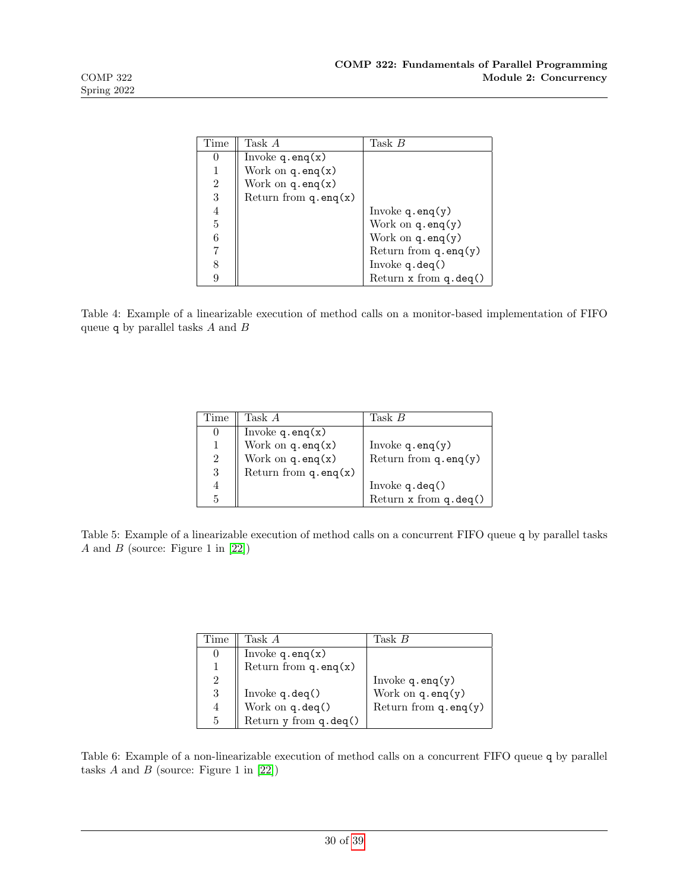| Time | Task $A$ | Task $B$ |
|---|---|---|
| 0 | Invoke `q.enq(x)` | |
| 1 | Work on `q.enq(x)` | |
| 2 | Work on `q.enq(x)` | |
| 3 | Return from `q.enq(x)` | |
| 4 | | Invoke `q.enq(y)` |
| 5 | | Work on `q.enq(y)` |
| 6 | | Work on `q.enq(y)` |
| 7 | | Return from `q.enq(y)` |
| 8 | | Invoke `q.deq()` |
| 9 | | Return `x` from `q.deq()` |

Table 4: Example of a linearizable execution of method calls on a monitor-based implementation of FIFO queue `q` by parallel tasks $A$ and $B$

| Time | Task $A$ | Task $B$ |
|---|---|---|
| 0 | Invoke `q.enq(x)` | |
| 1 | Work on `q.enq(x)` | Invoke `q.enq(y)` |
| 2 | Work on `q.enq(x)` | Return from `q.enq(y)` |
| 3 | Return from `q.enq(x)` | |
| 4 | | Invoke `q.deq()` |
| 5 | | Return `x` from `q.deq()` |

Table 5: Example of a linearizable execution of method calls on a concurrent FIFO queue `q` by parallel tasks $A$ and $B$ (source: Figure 1 in [22])

| Time | Task $A$ | Task $B$ |
|---|---|---|
| 0 | Invoke `q.enq(x)` | |
| 1 | Return from `q.enq(x)` | |
| 2 | | Invoke `q.enq(y)` |
| 3 | Invoke `q.deq()` | Work on `q.enq(y)` |
| 4 | Work on `q.deq()` | Return from `q.enq(y)` |
| 5 | Return `y` from `q.deq()` | |

Table 6: Example of a non-linearizable execution of method calls on a concurrent FIFO queue `q` by parallel tasks $A$ and $B$ (source: Figure 1 in [22])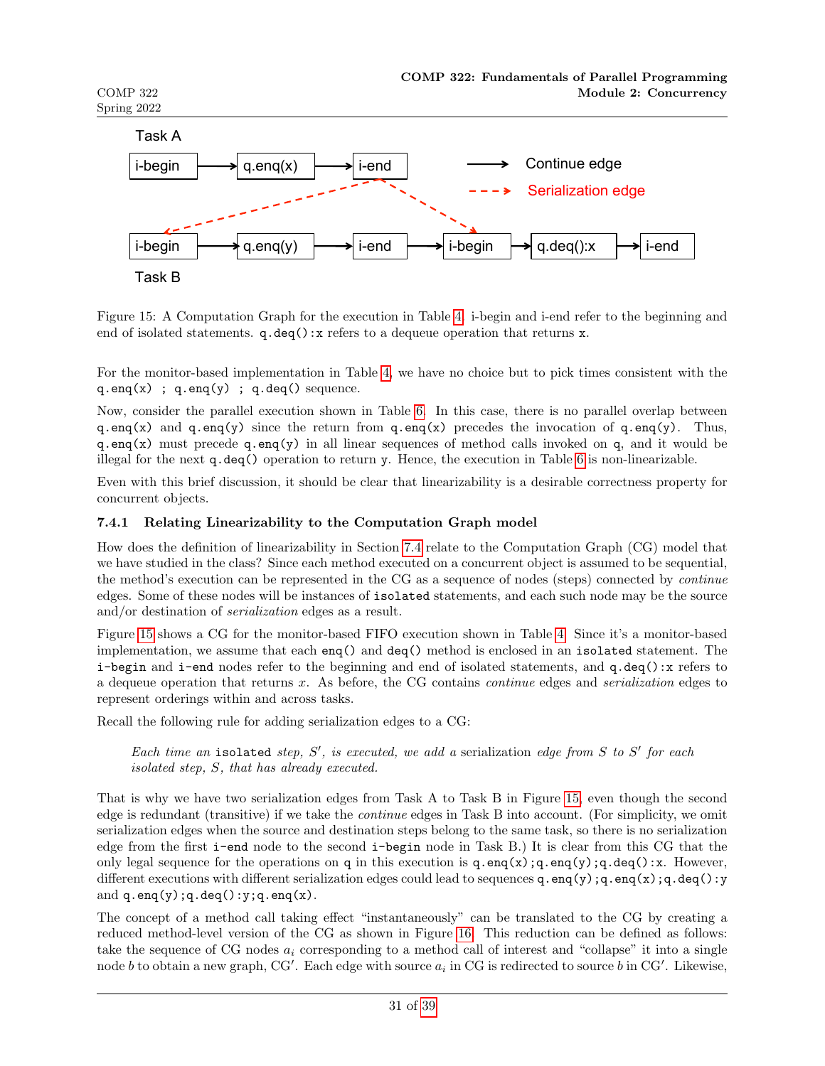Task A

i-begin → q.enq(x) → i-end

Continue edge

Serialization edge

i-begin → q.enq(y) → i-end → i-begin → q.deq():x → i-end

Task B

Figure 15: A Computation Graph for the execution in Table 4. i-begin and i-end refer to the beginning and end of isolated statements. `q.deq():x` refers to a dequeue operation that returns `x`.

For the monitor-based implementation in Table 4, we have no choice but to pick times consistent with the `q.enq(x) ; q.enq(y) ; q.deq()` sequence.

Now, consider the parallel execution shown in Table 6. In this case, there is no parallel overlap between `q.enq(x)` and `q.enq(y)` since the return from `q.enq(x)` precedes the invocation of `q.enq(y)`. Thus, `q.enq(x)` must precede `q.enq(y)` in all linear sequences of method calls invoked on `q`, and it would be illegal for the next `q.deq()` operation to return `y`. Hence, the execution in Table 6 is non-linearizable.

Even with this brief discussion, it should be clear that linearizability is a desirable correctness property for concurrent objects.

### 7.4.1 Relating Linearizability to the Computation Graph model

How does the definition of linearizability in Section 7.4 relate to the Computation Graph (CG) model that we have studied in the class? Since each method executed on a concurrent object is assumed to be sequential, the method's execution can be represented in the CG as a sequence of nodes (steps) connected by *continue* edges. Some of these nodes will be instances of `isolated` statements, and each such node may be the source and/or destination of *serialization* edges as a result.

Figure 15 shows a CG for the monitor-based FIFO execution shown in Table 4. Since it's a monitor-based implementation, we assume that each `enq()` and `deq()` method is enclosed in an `isolated` statement. The `i-begin` and `i-end` nodes refer to the beginning and end of isolated statements, and `q.deq():x` refers to a dequeue operation that returns $x$. As before, the CG contains *continue* edges and *serialization* edges to represent orderings within and across tasks.

Recall the following rule for adding serialization edges to a CG:

> *Each time an* `isolated` *step, $S'$, is executed, we add a* serialization *edge from $S$ to $S'$ for each isolated step, $S$, that has already executed.*

That is why we have two serialization edges from Task A to Task B in Figure 15, even though the second edge is redundant (transitive) if we take the *continue* edges in Task B into account. (For simplicity, we omit serialization edges when the source and destination steps belong to the same task, so there is no serialization edge from the first `i-end` node to the second `i-begin` node in Task B.) It is clear from this CG that the only legal sequence for the operations on `q` in this execution is `q.enq(x);q.enq(y);q.deq():x`. However, different executions with different serialization edges could lead to sequences `q.enq(y);q.enq(x);q.deq():y` and `q.enq(y);q.deq():y;q.enq(x)`.

The concept of a method call taking effect "instantaneously" can be translated to the CG by creating a reduced method-level version of the CG as shown in Figure 16. This reduction can be defined as follows: take the sequence of CG nodes $a_i$ corresponding to a method call of interest and "collapse" it into a single node $b$ to obtain a new graph, CG$'$. Each edge with source $a_i$ in CG is redirected to source $b$ in CG$'$. Likewise,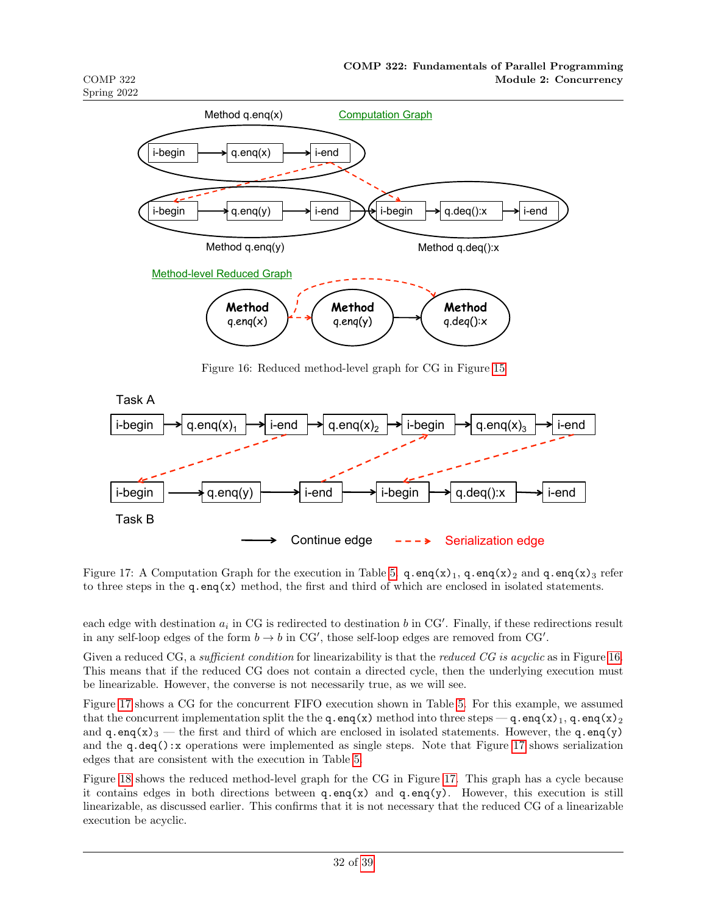Method q.enq(x)

Computation Graph

i-begin → q.enq(x) → i-end

i-begin → q.enq(y) → i-end → i-begin → q.deq():x → i-end

Method q.enq(y)

Method q.deq():x

Method-level Reduced Graph

Method q.enq(x)

Method q.enq(y)

Method q.deq():x

Figure 16: Reduced method-level graph for CG in Figure 15

Task A

i-begin → q.enq(x)$_1$ → i-end → q.enq(x)$_2$ → i-begin → q.enq(x)$_3$ → i-end

i-begin → q.enq(y) → i-end → i-begin → q.deq():x → i-end

Task B

Continue edge

Serialization edge

Figure 17: A Computation Graph for the execution in Table 5. `q.enq(x)`$_1$, `q.enq(x)`$_2$ and `q.enq(x)`$_3$ refer to three steps in the `q.enq(x)` method, the first and third of which are enclosed in isolated statements.

each edge with destination $a_i$ in CG is redirected to destination $b$ in CG′. Finally, if these redirections result in any self-loop edges of the form $b \to b$ in CG′, those self-loop edges are removed from CG′.

Given a reduced CG, a *sufficient condition* for linearizability is that the *reduced CG is acyclic* as in Figure 16. This means that if the reduced CG does not contain a directed cycle, then the underlying execution must be linearizable. However, the converse is not necessarily true, as we will see.

Figure 17 shows a CG for the concurrent FIFO execution shown in Table 5. For this example, we assumed that the concurrent implementation split the the `q.enq(x)` method into three steps — `q.enq(x)`$_1$, `q.enq(x)`$_2$ and `q.enq(x)`$_3$ — the first and third of which are enclosed in isolated statements. However, the `q.enq(y)` and the `q.deq():x` operations were implemented as single steps. Note that Figure 17 shows serialization edges that are consistent with the execution in Table 5.

Figure 18 shows the reduced method-level graph for the CG in Figure 17. This graph has a cycle because it contains edges in both directions between `q.enq(x)` and `q.enq(y)`. However, this execution is still linearizable, as discussed earlier. This confirms that it is not necessary that the reduced CG of a linearizable execution be acyclic.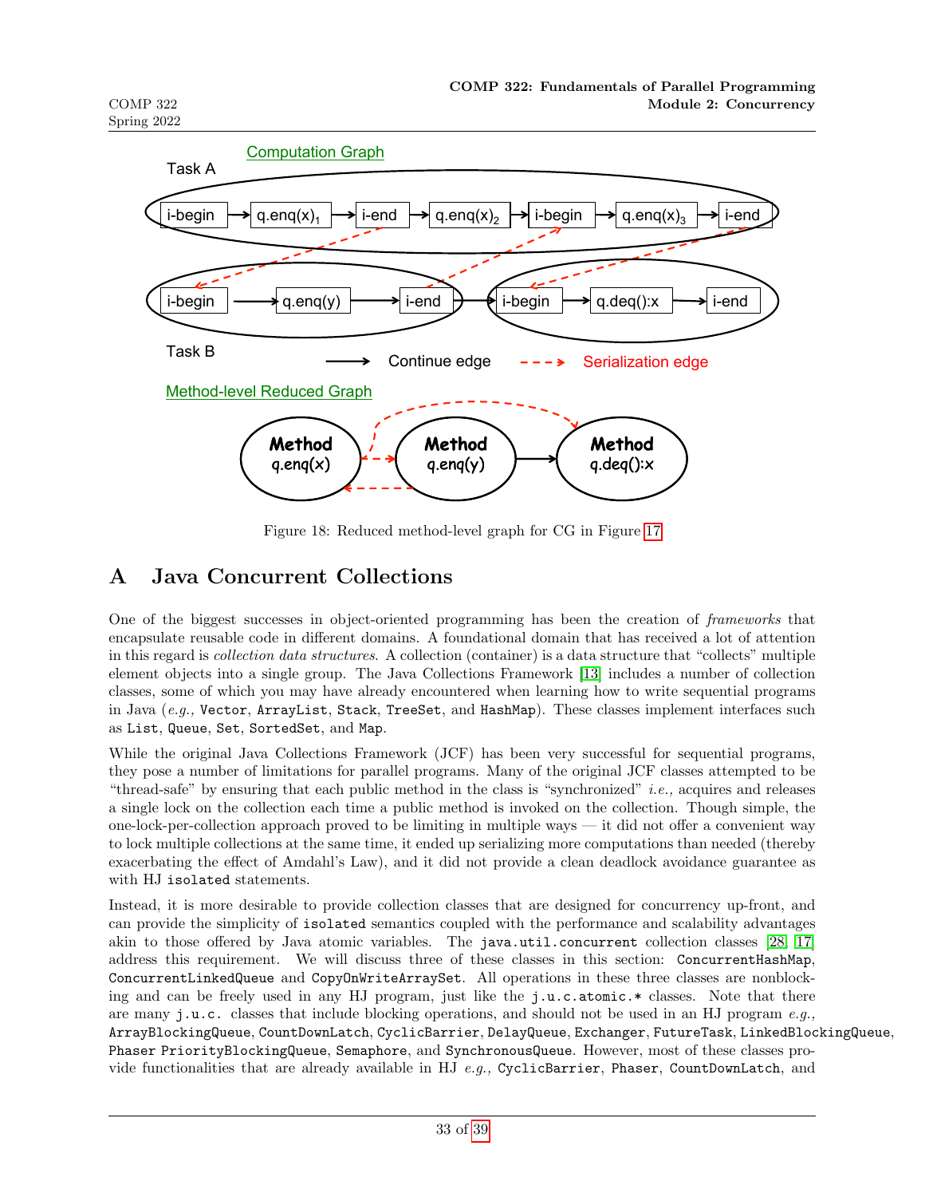Computation Graph

Task A

i-begin → q.enq(x)$_1$ → i-end → q.enq(x)$_2$ → i-begin → q.enq(x)$_3$ → i-end

i-begin → q.enq(y) → i-end → i-begin → q.deq():x → i-end

Task B

Continue edge

Serialization edge

Method-level Reduced Graph

Method q.enq(x)

Method q.enq(y)

Method q.deq():x

Figure 18: Reduced method-level graph for CG in Figure 17

# A Java Concurrent Collections

One of the biggest successes in object-oriented programming has been the creation of *frameworks* that encapsulate reusable code in different domains. A foundational domain that has received a lot of attention in this regard is *collection data structures*. A collection (container) is a data structure that "collects" multiple element objects into a single group. The Java Collections Framework [13] includes a number of collection classes, some of which you may have already encountered when learning how to write sequential programs in Java (*e.g.,* `Vector`, `ArrayList`, `Stack`, `TreeSet`, and `HashMap`). These classes implement interfaces such as `List`, `Queue`, `Set`, `SortedSet`, and `Map`.

While the original Java Collections Framework (JCF) has been very successful for sequential programs, they pose a number of limitations for parallel programs. Many of the original JCF classes attempted to be "thread-safe" by ensuring that each public method in the class is "synchronized" *i.e.,* acquires and releases a single lock on the collection each time a public method is invoked on the collection. Though simple, the one-lock-per-collection approach proved to be limiting in multiple ways — it did not offer a convenient way to lock multiple collections at the same time, it ended up serializing more computations than needed (thereby exacerbating the effect of Amdahl's Law), and it did not provide a clean deadlock avoidance guarantee as with HJ `isolated` statements.

Instead, it is more desirable to provide collection classes that are designed for concurrency up-front, and can provide the simplicity of `isolated` semantics coupled with the performance and scalability advantages akin to those offered by Java atomic variables. The `java.util.concurrent` collection classes [28, 17] address this requirement. We will discuss three of these classes in this section: `ConcurrentHashMap`, `ConcurrentLinkedQueue` and `CopyOnWriteArraySet`. All operations in these three classes are nonblocking and can be freely used in any HJ program, just like the `j.u.c.atomic.*` classes. Note that there are many `j.u.c.` classes that include blocking operations, and should not be used in an HJ program *e.g.,* `ArrayBlockingQueue`, `CountDownLatch`, `CyclicBarrier`, `DelayQueue`, `Exchanger`, `FutureTask`, `LinkedBlockingQueue`, `Phaser` `PriorityBlockingQueue`, `Semaphore`, and `SynchronousQueue`. However, most of these classes provide functionalities that are already available in HJ *e.g.,* `CyclicBarrier`, `Phaser`, `CountDownLatch`, and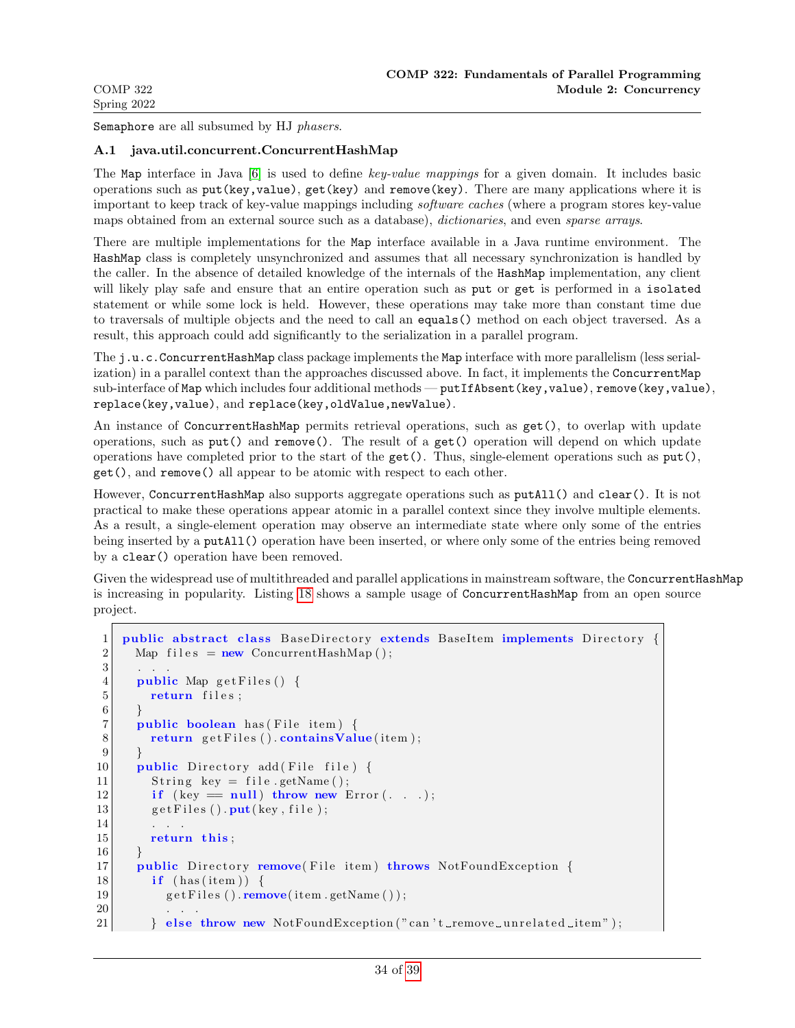Semaphore are all subsumed by HJ *phasers*.

### A.1 java.util.concurrent.ConcurrentHashMap

The Map interface in Java [6] is used to define *key-value mappings* for a given domain. It includes basic operations such as put(key,value), get(key) and remove(key). There are many applications where it is important to keep track of key-value mappings including *software caches* (where a program stores key-value maps obtained from an external source such as a database), *dictionaries*, and even *sparse arrays*.

There are multiple implementations for the Map interface available in a Java runtime environment. The HashMap class is completely unsynchronized and assumes that all necessary synchronization is handled by the caller. In the absence of detailed knowledge of the internals of the HashMap implementation, any client will likely play safe and ensure that an entire operation such as put or get is performed in a isolated statement or while some lock is held. However, these operations may take more than constant time due to traversals of multiple objects and the need to call an equals() method on each object traversed. As a result, this approach could add significantly to the serialization in a parallel program.

The j.u.c.ConcurrentHashMap class package implements the Map interface with more parallelism (less serialization) in a parallel context than the approaches discussed above. In fact, it implements the ConcurrentMap sub-interface of Map which includes four additional methods — putIfAbsent(key,value), remove(key,value), replace(key,value), and replace(key,oldValue,newValue).

An instance of ConcurrentHashMap permits retrieval operations, such as get(), to overlap with update operations, such as put() and remove(). The result of a get() operation will depend on which update operations have completed prior to the start of the get(). Thus, single-element operations such as put(), get(), and remove() all appear to be atomic with respect to each other.

However, ConcurrentHashMap also supports aggregate operations such as putAll() and clear(). It is not practical to make these operations appear atomic in a parallel context since they involve multiple elements. As a result, a single-element operation may observe an intermediate state where only some of the entries being inserted by a putAll() operation have been inserted, or where only some of the entries being removed by a clear() operation have been removed.

Given the widespread use of multithreaded and parallel applications in mainstream software, the ConcurrentHashMap is increasing in popularity. Listing 18 shows a sample usage of ConcurrentHashMap from an open source project.

```
1  public abstract class BaseDirectory extends BaseItem implements Directory {
2    Map files = new ConcurrentHashMap();
3    . . .
4    public Map getFiles() {
5      return files;
6    }
7    public boolean has(File item) {
8      return getFiles().containsValue(item);
9    }
10   public Directory add(File file) {
11     String key = file.getName();
12     if (key == null) throw new Error(. . .);
13     getFiles().put(key, file);
14     . . .
15     return this;
16   }
17   public Directory remove(File item) throws NotFoundException {
18     if (has(item)) {
19       getFiles().remove(item.getName());
20       . . .
21     } else throw new NotFoundException("can't remove unrelated item");
```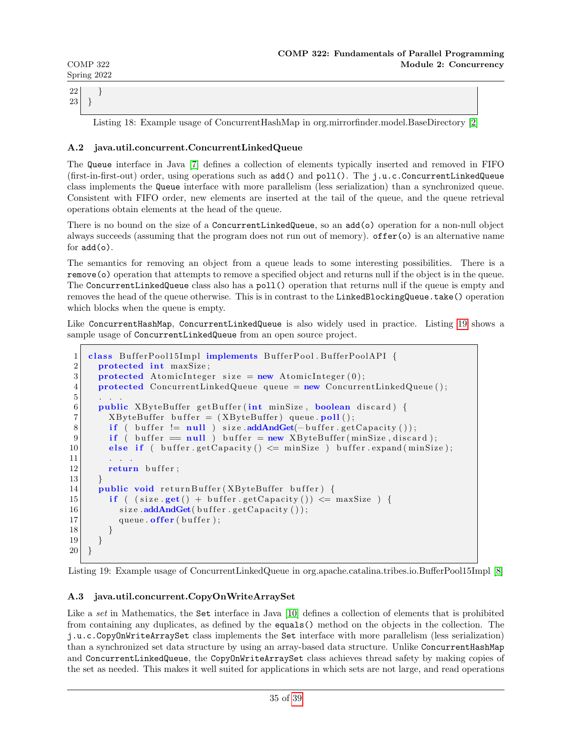```
22     }
23 }
```

Listing 18: Example usage of ConcurrentHashMap in org.mirrorfinder.model.BaseDirectory [2]

### A.2 java.util.concurrent.ConcurrentLinkedQueue

The `Queue` interface in Java [7] defines a collection of elements typically inserted and removed in FIFO (first-in-first-out) order, using operations such as `add()` and `poll()`. The `j.u.c.ConcurrentLinkedQueue` class implements the `Queue` interface with more parallelism (less serialization) than a synchronized queue. Consistent with FIFO order, new elements are inserted at the tail of the queue, and the queue retrieval operations obtain elements at the head of the queue.

There is no bound on the size of a `ConcurrentLinkedQueue`, so an `add(o)` operation for a non-null object always succeeds (assuming that the program does not run out of memory). `offer(o)` is an alternative name for `add(o)`.

The semantics for removing an object from a queue leads to some interesting possibilities. There is a `remove(o)` operation that attempts to remove a specified object and returns null if the object is in the queue. The `ConcurrentLinkedQueue` class also has a `poll()` operation that returns null if the queue is empty and removes the head of the queue otherwise. This is in contrast to the `LinkedBlockingQueue.take()` operation which blocks when the queue is empty.

Like `ConcurrentHashMap`, `ConcurrentLinkedQueue` is also widely used in practice. Listing 19 shows a sample usage of `ConcurrentLinkedQueue` from an open source project.

```java
class BufferPool15Impl implements BufferPool.BufferPoolAPI {
  protected int maxSize;
  protected AtomicInteger size = new AtomicInteger(0);
  protected ConcurrentLinkedQueue queue = new ConcurrentLinkedQueue();
  . . .
  public XByteBuffer getBuffer(int minSize, boolean discard) {
    XByteBuffer buffer = (XByteBuffer) queue.poll();
    if ( buffer != null ) size.addAndGet(-buffer.getCapacity());
    if ( buffer == null ) buffer = new XByteBuffer(minSize,discard);
    else if ( buffer.getCapacity() <= minSize ) buffer.expand(minSize);
    . . .
    return buffer;
  }
  public void returnBuffer(XByteBuffer buffer) {
    if ( (size.get() + buffer.getCapacity()) <= maxSize ) {
      size.addAndGet(buffer.getCapacity());
      queue.offer(buffer);
    }
  }
}
```

Listing 19: Example usage of ConcurrentLinkedQueue in org.apache.catalina.tribes.io.BufferPool15Impl [8]

### A.3 java.util.concurrent.CopyOnWriteArraySet

Like a *set* in Mathematics, the `Set` interface in Java [10] defines a collection of elements that is prohibited from containing any duplicates, as defined by the `equals()` method on the objects in the collection. The `j.u.c.CopyOnWriteArraySet` class implements the `Set` interface with more parallelism (less serialization) than a synchronized set data structure by using an array-based data structure. Unlike `ConcurrentHashMap` and `ConcurrentLinkedQueue`, the `CopyOnWriteArraySet` class achieves thread safety by making copies of the set as needed. This makes it well suited for applications in which sets are not large, and read operations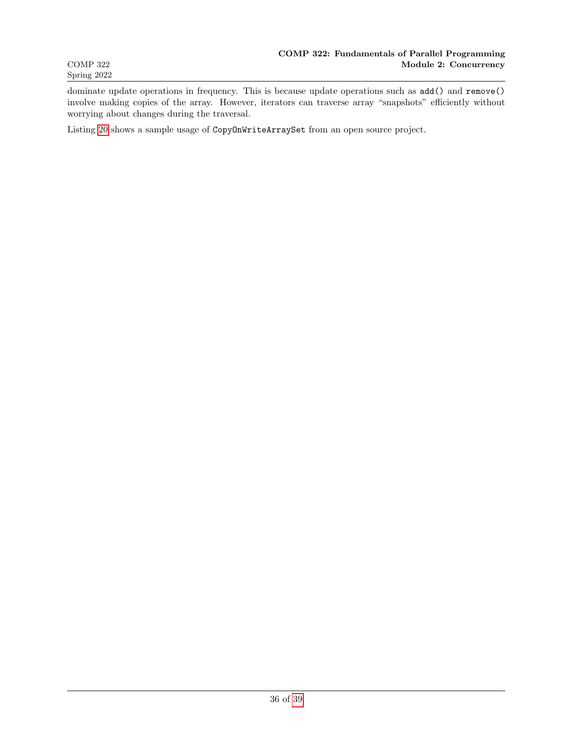dominate update operations in frequency. This is because update operations such as `add()` and `remove()` involve making copies of the array. However, iterators can traverse array "snapshots" efficiently without worrying about changes during the traversal.

Listing 20 shows a sample usage of `CopyOnWriteArraySet` from an open source project.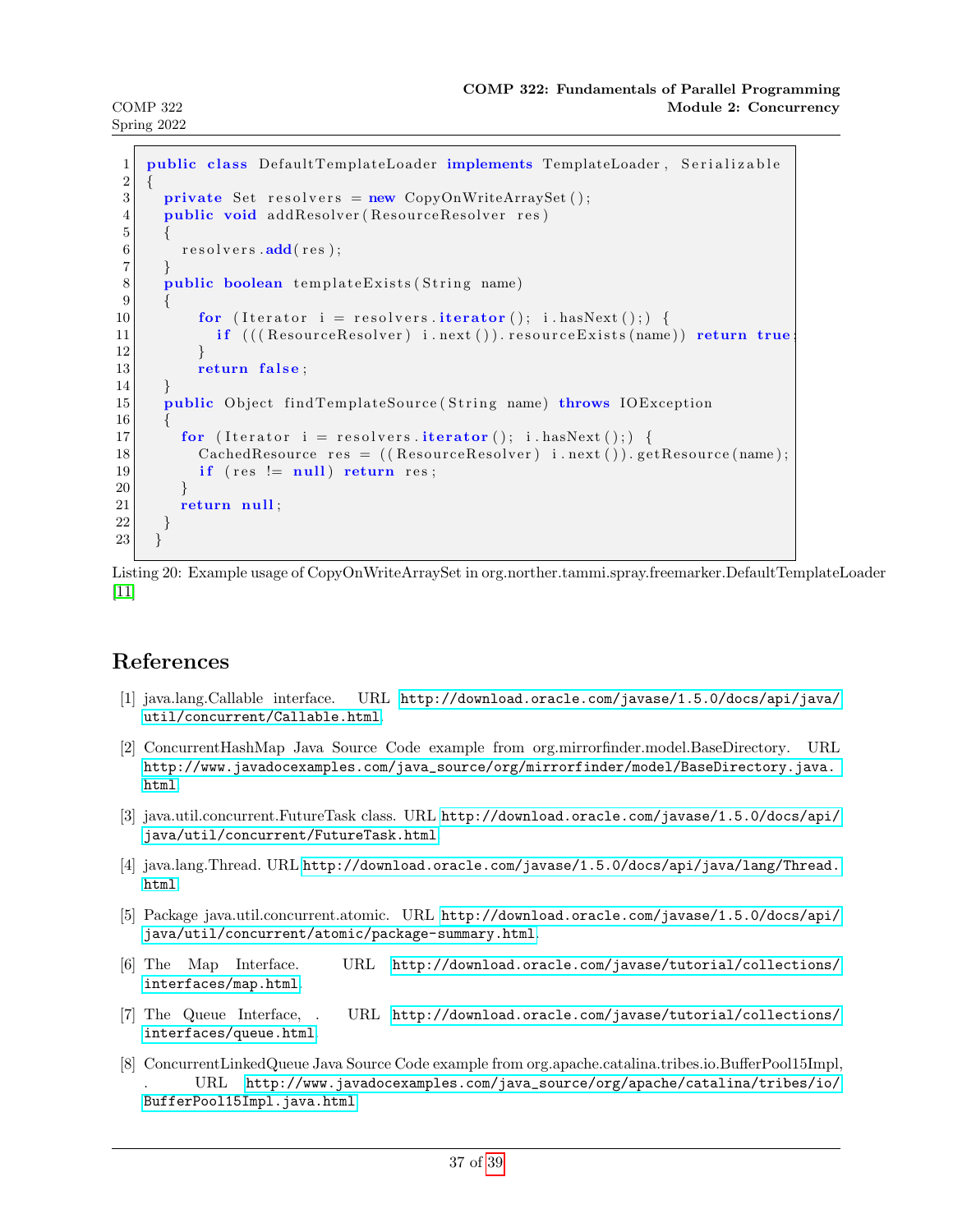```java
public class DefaultTemplateLoader implements TemplateLoader, Serializable
{
  private Set resolvers = new CopyOnWriteArraySet();
  public void addResolver(ResourceResolver res)
  {
    resolvers.add(res);
  }
  public boolean templateExists(String name)
  {
      for (Iterator i = resolvers.iterator(); i.hasNext();) {
        if (((ResourceResolver) i.next()).resourceExists(name)) return true;
      }
      return false;
  }
  public Object findTemplateSource(String name) throws IOException
  {
    for (Iterator i = resolvers.iterator(); i.hasNext();) {
      CachedResource res = ((ResourceResolver) i.next()).getResource(name);
      if (res != null) return res;
    }
    return null;
  }
}
```

Listing 20: Example usage of CopyOnWriteArraySet in org.norther.tammi.spray.freemarker.DefaultTemplateLoader [11]

# References

[1] java.lang.Callable interface. URL http://download.oracle.com/javase/1.5.0/docs/api/java/util/concurrent/Callable.html.

[2] ConcurrentHashMap Java Source Code example from org.mirrorfinder.model.BaseDirectory. URL http://www.javadocexamples.com/java_source/org/mirrorfinder/model/BaseDirectory.java.html.

[3] java.util.concurrent.FutureTask class. URL http://download.oracle.com/javase/1.5.0/docs/api/java/util/concurrent/FutureTask.html.

[4] java.lang.Thread. URL http://download.oracle.com/javase/1.5.0/docs/api/java/lang/Thread.html.

[5] Package java.util.concurrent.atomic. URL http://download.oracle.com/javase/1.5.0/docs/api/java/util/concurrent/atomic/package-summary.html.

[6] The Map Interface. URL http://download.oracle.com/javase/tutorial/collections/interfaces/map.html.

[7] The Queue Interface, . URL http://download.oracle.com/javase/tutorial/collections/interfaces/queue.html.

[8] ConcurrentLinkedQueue Java Source Code example from org.apache.catalina.tribes.io.BufferPool15Impl, . URL http://www.javadocexamples.com/java_source/org/apache/catalina/tribes/io/BufferPool15Impl.java.html.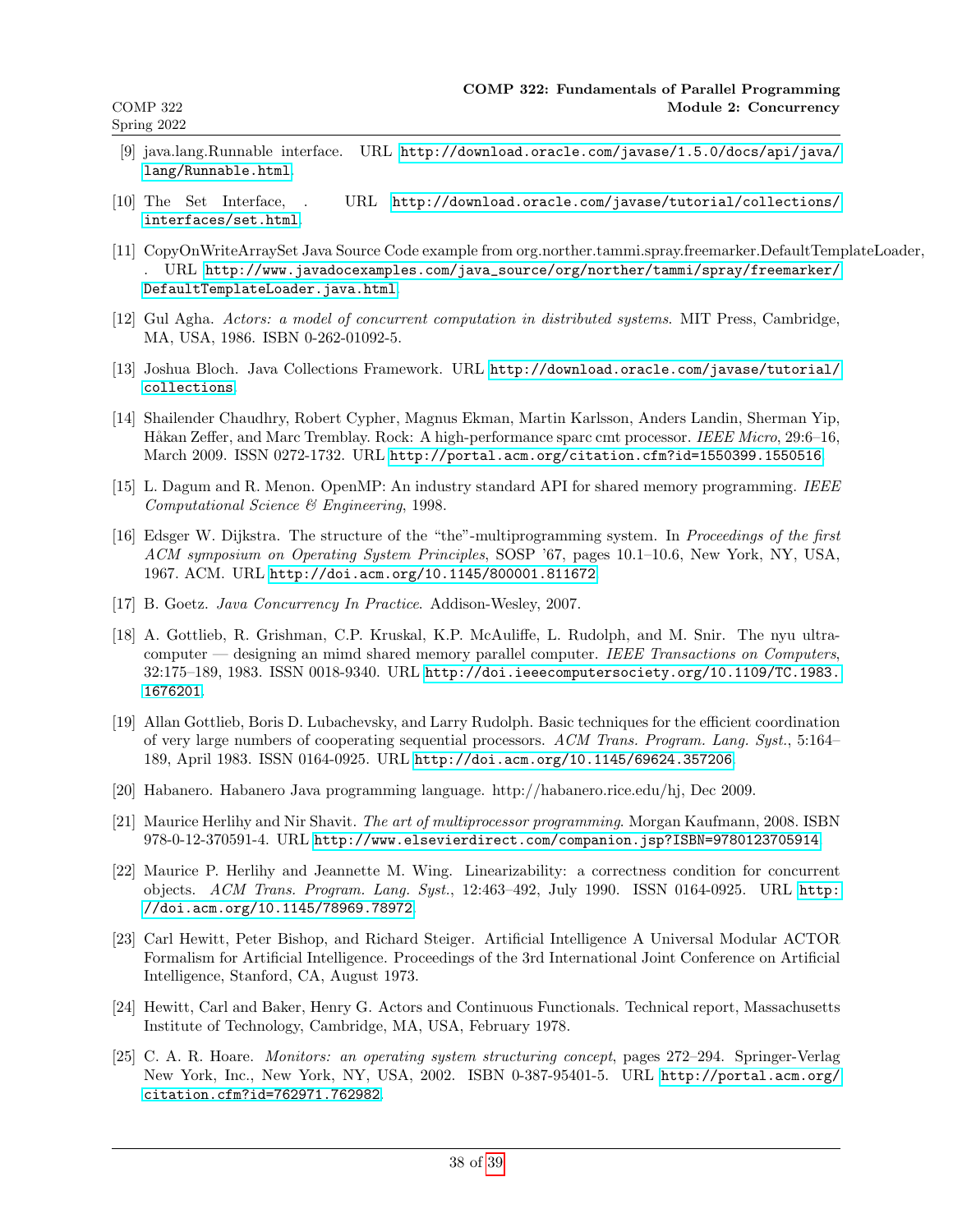[9] java.lang.Runnable interface. URL http://download.oracle.com/javase/1.5.0/docs/api/java/lang/Runnable.html.

[10] The Set Interface, . URL http://download.oracle.com/javase/tutorial/collections/interfaces/set.html.

[11] CopyOnWriteArraySet Java Source Code example from org.norther.tammi.spray.freemarker.DefaultTemplateLoader, . URL http://www.javadocexamples.com/java_source/org/norther/tammi/spray/freemarker/DefaultTemplateLoader.java.html.

[12] Gul Agha. *Actors: a model of concurrent computation in distributed systems*. MIT Press, Cambridge, MA, USA, 1986. ISBN 0-262-01092-5.

[13] Joshua Bloch. Java Collections Framework. URL http://download.oracle.com/javase/tutorial/collections.

[14] Shailender Chaudhry, Robert Cypher, Magnus Ekman, Martin Karlsson, Anders Landin, Sherman Yip, Håkan Zeffer, and Marc Tremblay. Rock: A high-performance sparc cmt processor. *IEEE Micro*, 29:6–16, March 2009. ISSN 0272-1732. URL http://portal.acm.org/citation.cfm?id=1550399.1550516.

[15] L. Dagum and R. Menon. OpenMP: An industry standard API for shared memory programming. *IEEE Computational Science & Engineering*, 1998.

[16] Edsger W. Dijkstra. The structure of the "the"-multiprogramming system. In *Proceedings of the first ACM symposium on Operating System Principles*, SOSP '67, pages 10.1–10.6, New York, NY, USA, 1967. ACM. URL http://doi.acm.org/10.1145/800001.811672.

[17] B. Goetz. *Java Concurrency In Practice*. Addison-Wesley, 2007.

[18] A. Gottlieb, R. Grishman, C.P. Kruskal, K.P. McAuliffe, L. Rudolph, and M. Snir. The nyu ultracomputer — designing an mimd shared memory parallel computer. *IEEE Transactions on Computers*, 32:175–189, 1983. ISSN 0018-9340. URL http://doi.ieeecomputersociety.org/10.1109/TC.1983.1676201.

[19] Allan Gottlieb, Boris D. Lubachevsky, and Larry Rudolph. Basic techniques for the efficient coordination of very large numbers of cooperating sequential processors. *ACM Trans. Program. Lang. Syst.*, 5:164–189, April 1983. ISSN 0164-0925. URL http://doi.acm.org/10.1145/69624.357206.

[20] Habanero. Habanero Java programming language. http://habanero.rice.edu/hj, Dec 2009.

[21] Maurice Herlihy and Nir Shavit. *The art of multiprocessor programming*. Morgan Kaufmann, 2008. ISBN 978-0-12-370591-4. URL http://www.elsevierdirect.com/companion.jsp?ISBN=9780123705914.

[22] Maurice P. Herlihy and Jeannette M. Wing. Linearizability: a correctness condition for concurrent objects. *ACM Trans. Program. Lang. Syst.*, 12:463–492, July 1990. ISSN 0164-0925. URL http://doi.acm.org/10.1145/78969.78972.

[23] Carl Hewitt, Peter Bishop, and Richard Steiger. Artificial Intelligence A Universal Modular ACTOR Formalism for Artificial Intelligence. Proceedings of the 3rd International Joint Conference on Artificial Intelligence, Stanford, CA, August 1973.

[24] Hewitt, Carl and Baker, Henry G. Actors and Continuous Functionals. Technical report, Massachusetts Institute of Technology, Cambridge, MA, USA, February 1978.

[25] C. A. R. Hoare. *Monitors: an operating system structuring concept*, pages 272–294. Springer-Verlag New York, Inc., New York, NY, USA, 2002. ISBN 0-387-95401-5. URL http://portal.acm.org/citation.cfm?id=762971.762982.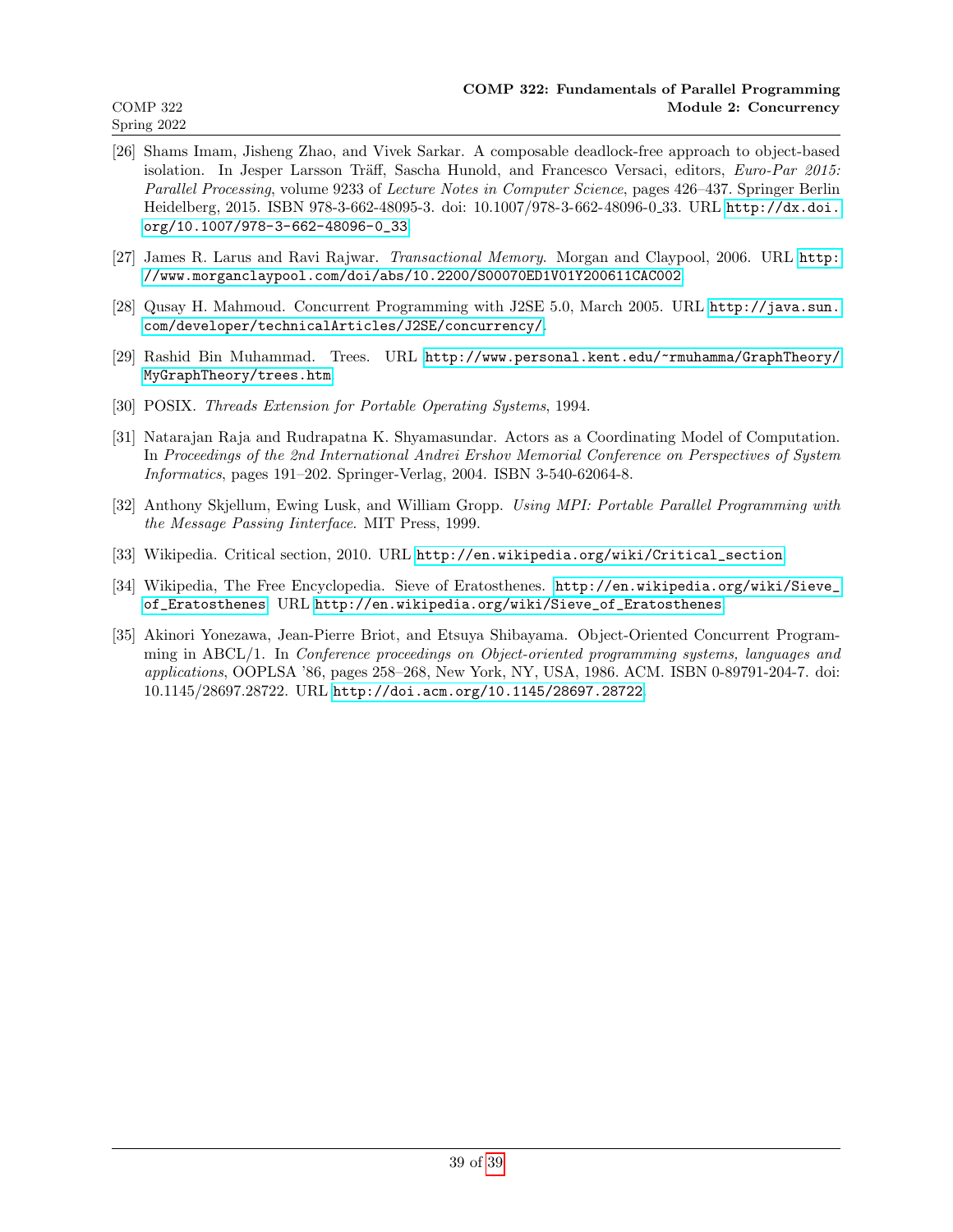[26] Shams Imam, Jisheng Zhao, and Vivek Sarkar. A composable deadlock-free approach to object-based isolation. In Jesper Larsson Träff, Sascha Hunold, and Francesco Versaci, editors, *Euro-Par 2015: Parallel Processing*, volume 9233 of *Lecture Notes in Computer Science*, pages 426–437. Springer Berlin Heidelberg, 2015. ISBN 978-3-662-48095-3. doi: 10.1007/978-3-662-48096-0_33. URL http://dx.doi.org/10.1007/978-3-662-48096-0_33.

[27] James R. Larus and Ravi Rajwar. *Transactional Memory*. Morgan and Claypool, 2006. URL http://www.morganclaypool.com/doi/abs/10.2200/S00070ED1V01Y200611CAC002.

[28] Qusay H. Mahmoud. Concurrent Programming with J2SE 5.0, March 2005. URL http://java.sun.com/developer/technicalArticles/J2SE/concurrency/.

[29] Rashid Bin Muhammad. Trees. URL http://www.personal.kent.edu/~rmuhamma/GraphTheory/MyGraphTheory/trees.htm.

[30] POSIX. *Threads Extension for Portable Operating Systems*, 1994.

[31] Natarajan Raja and Rudrapatna K. Shyamasundar. Actors as a Coordinating Model of Computation. In *Proceedings of the 2nd International Andrei Ershov Memorial Conference on Perspectives of System Informatics*, pages 191–202. Springer-Verlag, 2004. ISBN 3-540-62064-8.

[32] Anthony Skjellum, Ewing Lusk, and William Gropp. *Using MPI: Portable Parallel Programming with the Message Passing Iinterface*. MIT Press, 1999.

[33] Wikipedia. Critical section, 2010. URL http://en.wikipedia.org/wiki/Critical_section.

[34] Wikipedia, The Free Encyclopedia. Sieve of Eratosthenes. http://en.wikipedia.org/wiki/Sieve_of_Eratosthenes. URL http://en.wikipedia.org/wiki/Sieve_of_Eratosthenes.

[35] Akinori Yonezawa, Jean-Pierre Briot, and Etsuya Shibayama. Object-Oriented Concurrent Programming in ABCL/1. In *Conference proceedings on Object-oriented programming systems, languages and applications*, OOPLSA '86, pages 258–268, New York, NY, USA, 1986. ACM. ISBN 0-89791-204-7. doi: 10.1145/28697.28722. URL http://doi.acm.org/10.1145/28697.28722.